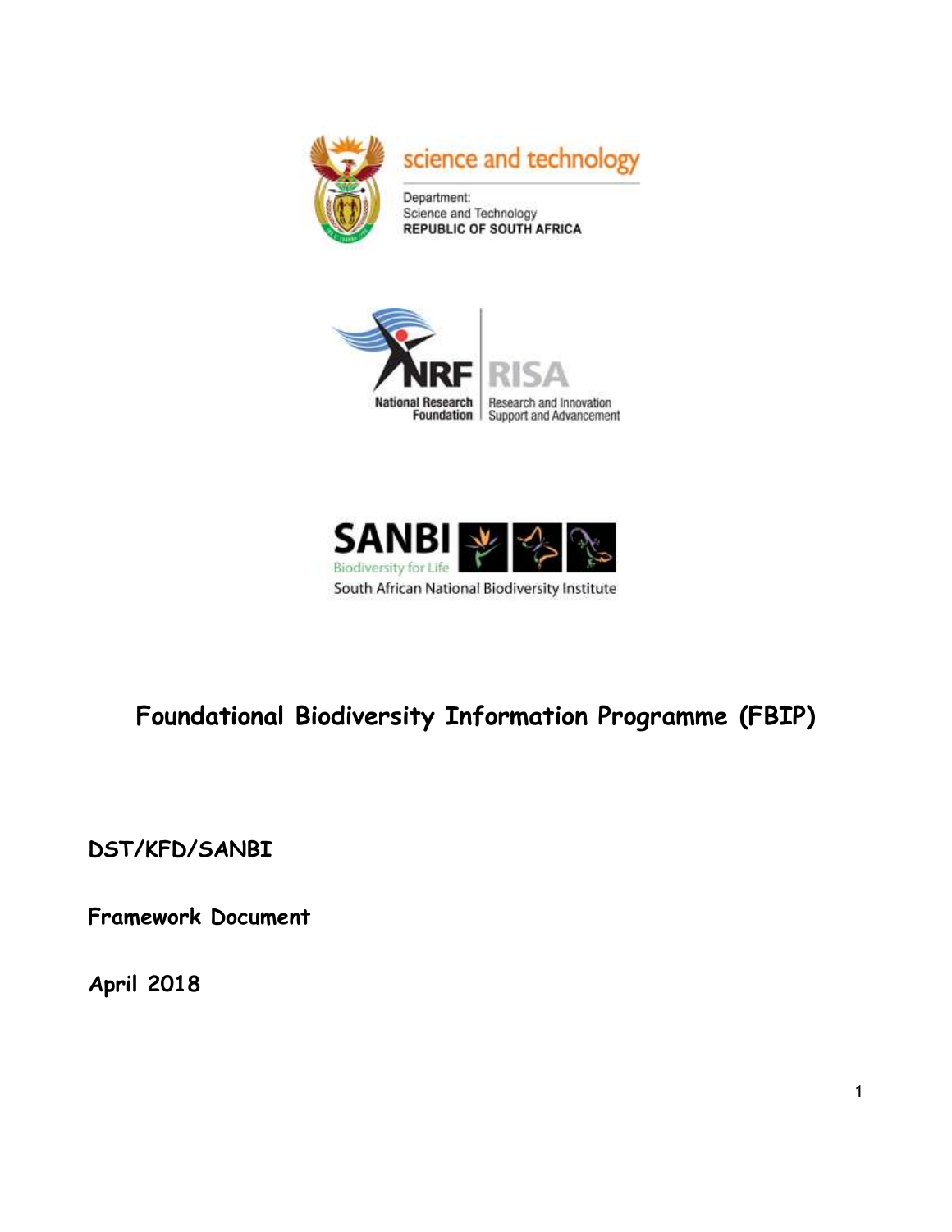science and technology

Department:
Science and Technology
REPUBLIC OF SOUTH AFRICA

NRF | RISA

National Research Foundation | Research and Innovation Support and Advancement

SANBI

Biodiversity for Life

South African National Biodiversity Institute

# Foundational Biodiversity Information Programme (FBIP)

**DST/KFD/SANBI**

**Framework Document**

**April 2018**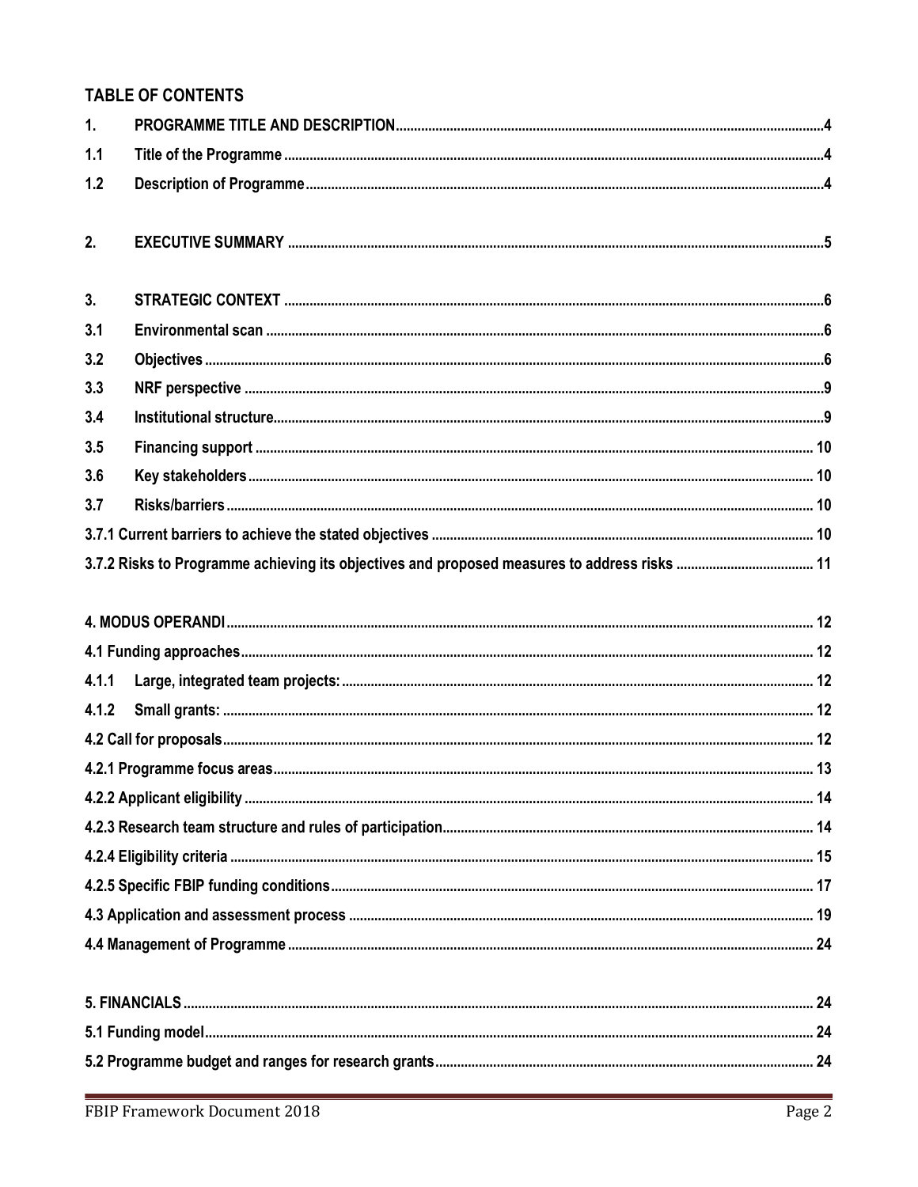## TABLE OF CONTENTS

| | | |
|---|---|---|
| 1. | PROGRAMME TITLE AND DESCRIPTION | 4 |
| 1.1 | Title of the Programme | 4 |
| 1.2 | Description of Programme | 4 |
| 2. | EXECUTIVE SUMMARY | 5 |
| 3. | STRATEGIC CONTEXT | 6 |
| 3.1 | Environmental scan | 6 |
| 3.2 | Objectives | 6 |
| 3.3 | NRF perspective | 9 |
| 3.4 | Institutional structure | 9 |
| 3.5 | Financing support | 10 |
| 3.6 | Key stakeholders | 10 |
| 3.7 | Risks/barriers | 10 |
| 3.7.1 | Current barriers to achieve the stated objectives | 10 |
| 3.7.2 | Risks to Programme achieving its objectives and proposed measures to address risks | 11 |
| 4. | MODUS OPERANDI | 12 |
| 4.1 | Funding approaches | 12 |
| 4.1.1 | Large, integrated team projects: | 12 |
| 4.1.2 | Small grants: | 12 |
| 4.2 | Call for proposals | 12 |
| 4.2.1 | Programme focus areas | 13 |
| 4.2.2 | Applicant eligibility | 14 |
| 4.2.3 | Research team structure and rules of participation | 14 |
| 4.2.4 | Eligibility criteria | 15 |
| 4.2.5 | Specific FBIP funding conditions | 17 |
| 4.3 | Application and assessment process | 19 |
| 4.4 | Management of Programme | 24 |
| 5. | FINANCIALS | 24 |
| 5.1 | Funding model | 24 |
| 5.2 | Programme budget and ranges for research grants | 24 |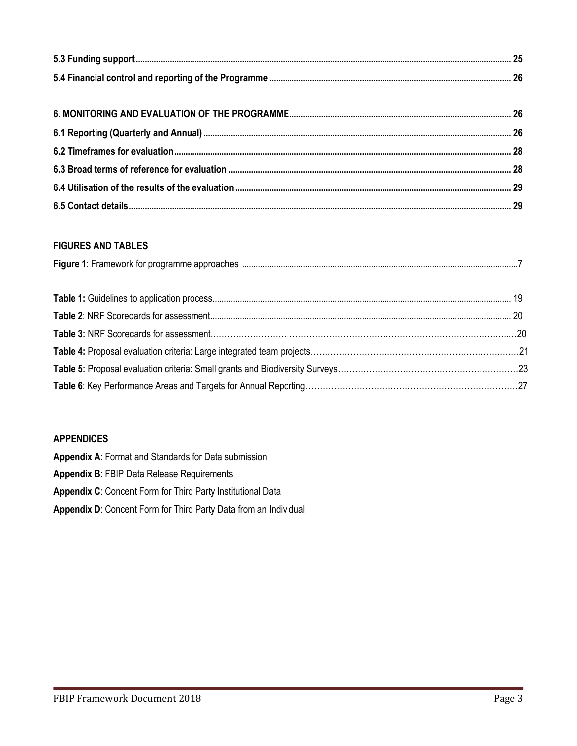**5.3 Funding support** ........................................................................................................................................................... 25

**5.4 Financial control and reporting of the Programme** ........................................................................................................... 26

**6. MONITORING AND EVALUATION OF THE PROGRAMME** ................................................................................................. 26

**6.1 Reporting (Quarterly and Annual)** ..................................................................................................................................... 26

**6.2 Timeframes for evaluation** ................................................................................................................................................ 28

**6.3 Broad terms of reference for evaluation** ........................................................................................................................... 28

**6.4 Utilisation of the results of the evaluation** ......................................................................................................................... 29

**6.5 Contact details** ................................................................................................................................................................... 29

**FIGURES AND TABLES**

**Figure 1**: Framework for programme approaches ........................................................................................................................7

**Table 1:** Guidelines to application process................................................................................................................................. 19

**Table 2**: NRF Scorecards for assessment.................................................................................................................................. 20

**Table 3:** NRF Scorecards for assessment.……………………………………………………………………………………………..…20

**Table 4:** Proposal evaluation criteria: Large integrated team projects…………………………………………………………….…..21

**Table 5:** Proposal evaluation criteria: Small grants and Biodiversity Surveys…………………………………………………………23

**Table 6**: Key Performance Areas and Targets for Annual Reporting……………………………………………………………………27

**APPENDICES**

**Appendix A**: Format and Standards for Data submission

**Appendix B**: FBIP Data Release Requirements

**Appendix C**: Concent Form for Third Party Institutional Data

**Appendix D**: Concent Form for Third Party Data from an Individual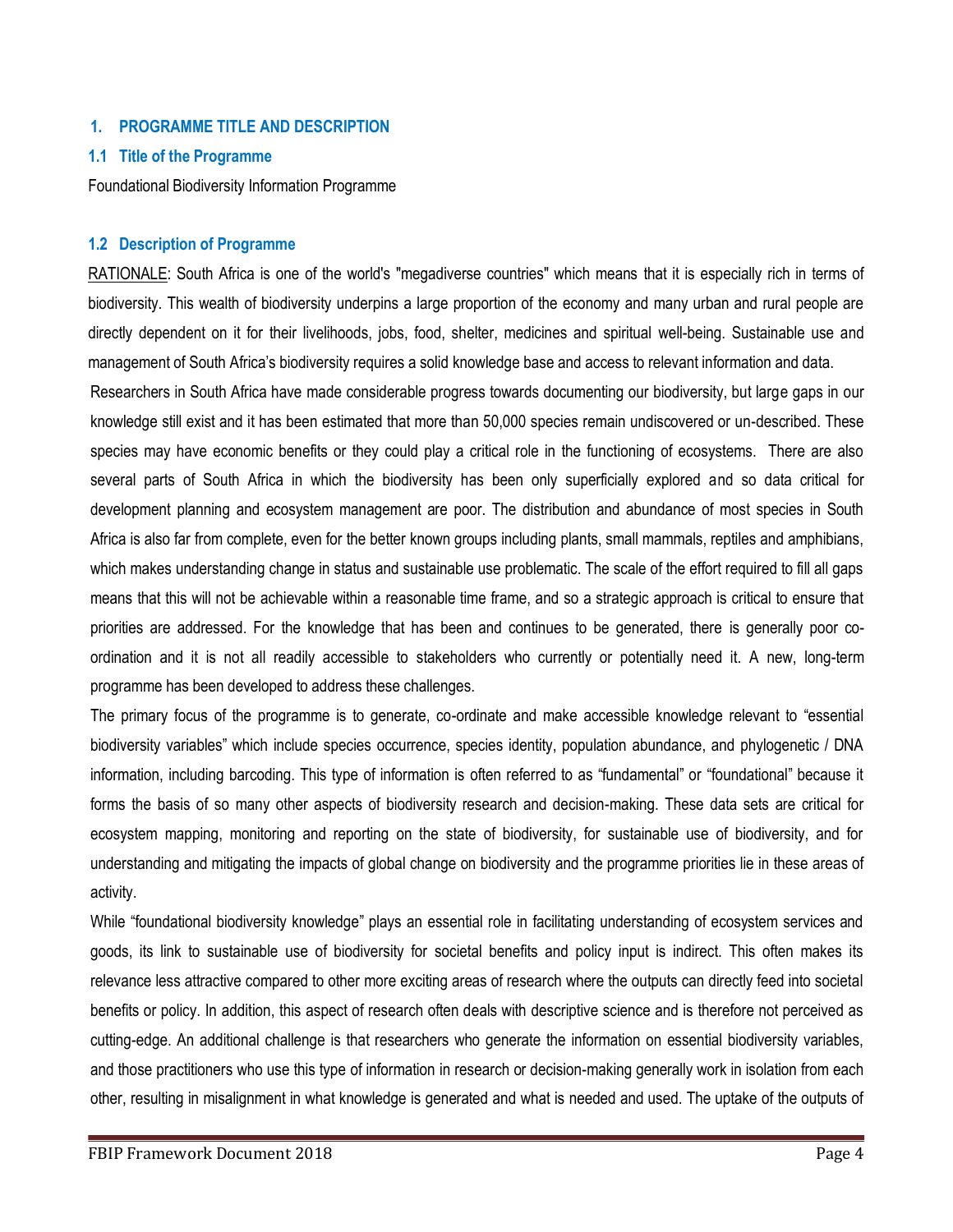## 1. PROGRAMME TITLE AND DESCRIPTION

### 1.1 Title of the Programme

Foundational Biodiversity Information Programme

### 1.2 Description of Programme

RATIONALE: South Africa is one of the world's "megadiverse countries" which means that it is especially rich in terms of biodiversity. This wealth of biodiversity underpins a large proportion of the economy and many urban and rural people are directly dependent on it for their livelihoods, jobs, food, shelter, medicines and spiritual well-being. Sustainable use and management of South Africa's biodiversity requires a solid knowledge base and access to relevant information and data.

Researchers in South Africa have made considerable progress towards documenting our biodiversity, but large gaps in our knowledge still exist and it has been estimated that more than 50,000 species remain undiscovered or un-described. These species may have economic benefits or they could play a critical role in the functioning of ecosystems. There are also several parts of South Africa in which the biodiversity has been only superficially explored and so data critical for development planning and ecosystem management are poor. The distribution and abundance of most species in South Africa is also far from complete, even for the better known groups including plants, small mammals, reptiles and amphibians, which makes understanding change in status and sustainable use problematic. The scale of the effort required to fill all gaps means that this will not be achievable within a reasonable time frame, and so a strategic approach is critical to ensure that priorities are addressed. For the knowledge that has been and continues to be generated, there is generally poor co-ordination and it is not all readily accessible to stakeholders who currently or potentially need it. A new, long-term programme has been developed to address these challenges.

The primary focus of the programme is to generate, co-ordinate and make accessible knowledge relevant to "essential biodiversity variables" which include species occurrence, species identity, population abundance, and phylogenetic / DNA information, including barcoding. This type of information is often referred to as "fundamental" or "foundational" because it forms the basis of so many other aspects of biodiversity research and decision-making. These data sets are critical for ecosystem mapping, monitoring and reporting on the state of biodiversity, for sustainable use of biodiversity, and for understanding and mitigating the impacts of global change on biodiversity and the programme priorities lie in these areas of activity.

While "foundational biodiversity knowledge" plays an essential role in facilitating understanding of ecosystem services and goods, its link to sustainable use of biodiversity for societal benefits and policy input is indirect. This often makes its relevance less attractive compared to other more exciting areas of research where the outputs can directly feed into societal benefits or policy. In addition, this aspect of research often deals with descriptive science and is therefore not perceived as cutting-edge. An additional challenge is that researchers who generate the information on essential biodiversity variables, and those practitioners who use this type of information in research or decision-making generally work in isolation from each other, resulting in misalignment in what knowledge is generated and what is needed and used. The uptake of the outputs of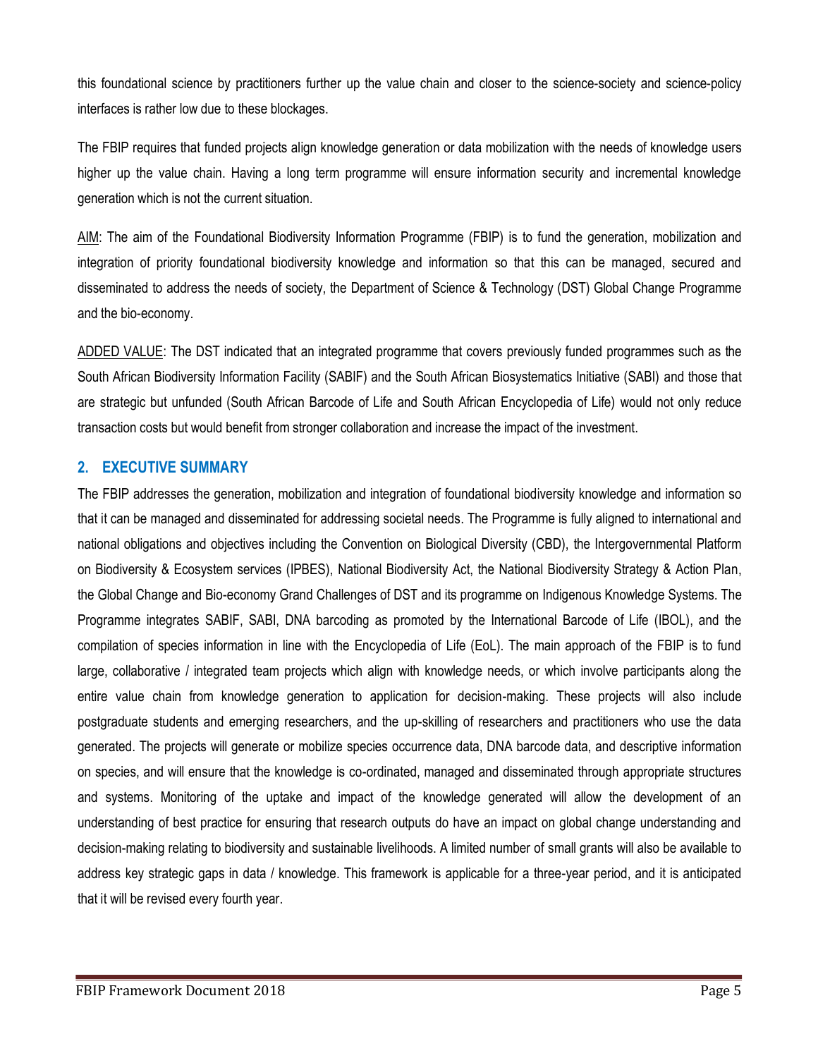this foundational science by practitioners further up the value chain and closer to the science-society and science-policy interfaces is rather low due to these blockages.

The FBIP requires that funded projects align knowledge generation or data mobilization with the needs of knowledge users higher up the value chain. Having a long term programme will ensure information security and incremental knowledge generation which is not the current situation.

<u>AIM</u>: The aim of the Foundational Biodiversity Information Programme (FBIP) is to fund the generation, mobilization and integration of priority foundational biodiversity knowledge and information so that this can be managed, secured and disseminated to address the needs of society, the Department of Science & Technology (DST) Global Change Programme and the bio-economy.

<u>ADDED VALUE</u>: The DST indicated that an integrated programme that covers previously funded programmes such as the South African Biodiversity Information Facility (SABIF) and the South African Biosystematics Initiative (SABI) and those that are strategic but unfunded (South African Barcode of Life and South African Encyclopedia of Life) would not only reduce transaction costs but would benefit from stronger collaboration and increase the impact of the investment.

## 2. EXECUTIVE SUMMARY

The FBIP addresses the generation, mobilization and integration of foundational biodiversity knowledge and information so that it can be managed and disseminated for addressing societal needs. The Programme is fully aligned to international and national obligations and objectives including the Convention on Biological Diversity (CBD), the Intergovernmental Platform on Biodiversity & Ecosystem services (IPBES), National Biodiversity Act, the National Biodiversity Strategy & Action Plan, the Global Change and Bio-economy Grand Challenges of DST and its programme on Indigenous Knowledge Systems. The Programme integrates SABIF, SABI, DNA barcoding as promoted by the International Barcode of Life (IBOL), and the compilation of species information in line with the Encyclopedia of Life (EoL). The main approach of the FBIP is to fund large, collaborative / integrated team projects which align with knowledge needs, or which involve participants along the entire value chain from knowledge generation to application for decision-making. These projects will also include postgraduate students and emerging researchers, and the up-skilling of researchers and practitioners who use the data generated. The projects will generate or mobilize species occurrence data, DNA barcode data, and descriptive information on species, and will ensure that the knowledge is co-ordinated, managed and disseminated through appropriate structures and systems. Monitoring of the uptake and impact of the knowledge generated will allow the development of an understanding of best practice for ensuring that research outputs do have an impact on global change understanding and decision-making relating to biodiversity and sustainable livelihoods. A limited number of small grants will also be available to address key strategic gaps in data / knowledge. This framework is applicable for a three-year period, and it is anticipated that it will be revised every fourth year.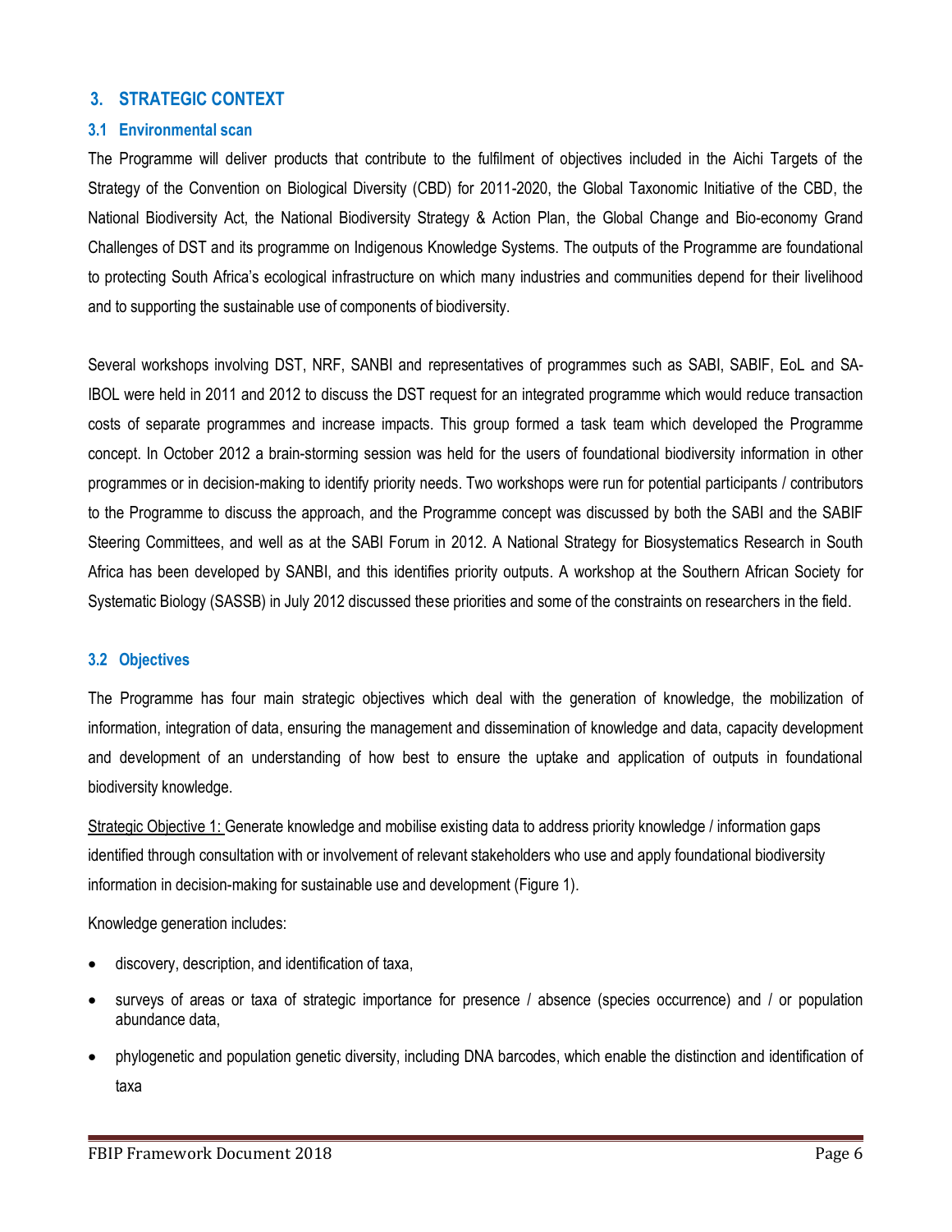## 3. STRATEGIC CONTEXT

### 3.1 Environmental scan

The Programme will deliver products that contribute to the fulfilment of objectives included in the Aichi Targets of the Strategy of the Convention on Biological Diversity (CBD) for 2011-2020, the Global Taxonomic Initiative of the CBD, the National Biodiversity Act, the National Biodiversity Strategy & Action Plan, the Global Change and Bio-economy Grand Challenges of DST and its programme on Indigenous Knowledge Systems. The outputs of the Programme are foundational to protecting South Africa's ecological infrastructure on which many industries and communities depend for their livelihood and to supporting the sustainable use of components of biodiversity.

Several workshops involving DST, NRF, SANBI and representatives of programmes such as SABI, SABIF, EoL and SA-IBOL were held in 2011 and 2012 to discuss the DST request for an integrated programme which would reduce transaction costs of separate programmes and increase impacts. This group formed a task team which developed the Programme concept. In October 2012 a brain-storming session was held for the users of foundational biodiversity information in other programmes or in decision-making to identify priority needs. Two workshops were run for potential participants / contributors to the Programme to discuss the approach, and the Programme concept was discussed by both the SABI and the SABIF Steering Committees, and well as at the SABI Forum in 2012. A National Strategy for Biosystematics Research in South Africa has been developed by SANBI, and this identifies priority outputs. A workshop at the Southern African Society for Systematic Biology (SASSB) in July 2012 discussed these priorities and some of the constraints on researchers in the field.

### 3.2 Objectives

The Programme has four main strategic objectives which deal with the generation of knowledge, the mobilization of information, integration of data, ensuring the management and dissemination of knowledge and data, capacity development and development of an understanding of how best to ensure the uptake and application of outputs in foundational biodiversity knowledge.

Strategic Objective 1: Generate knowledge and mobilise existing data to address priority knowledge / information gaps identified through consultation with or involvement of relevant stakeholders who use and apply foundational biodiversity information in decision-making for sustainable use and development (Figure 1).

Knowledge generation includes:

- discovery, description, and identification of taxa,
- surveys of areas or taxa of strategic importance for presence / absence (species occurrence) and / or population abundance data,
- phylogenetic and population genetic diversity, including DNA barcodes, which enable the distinction and identification of taxa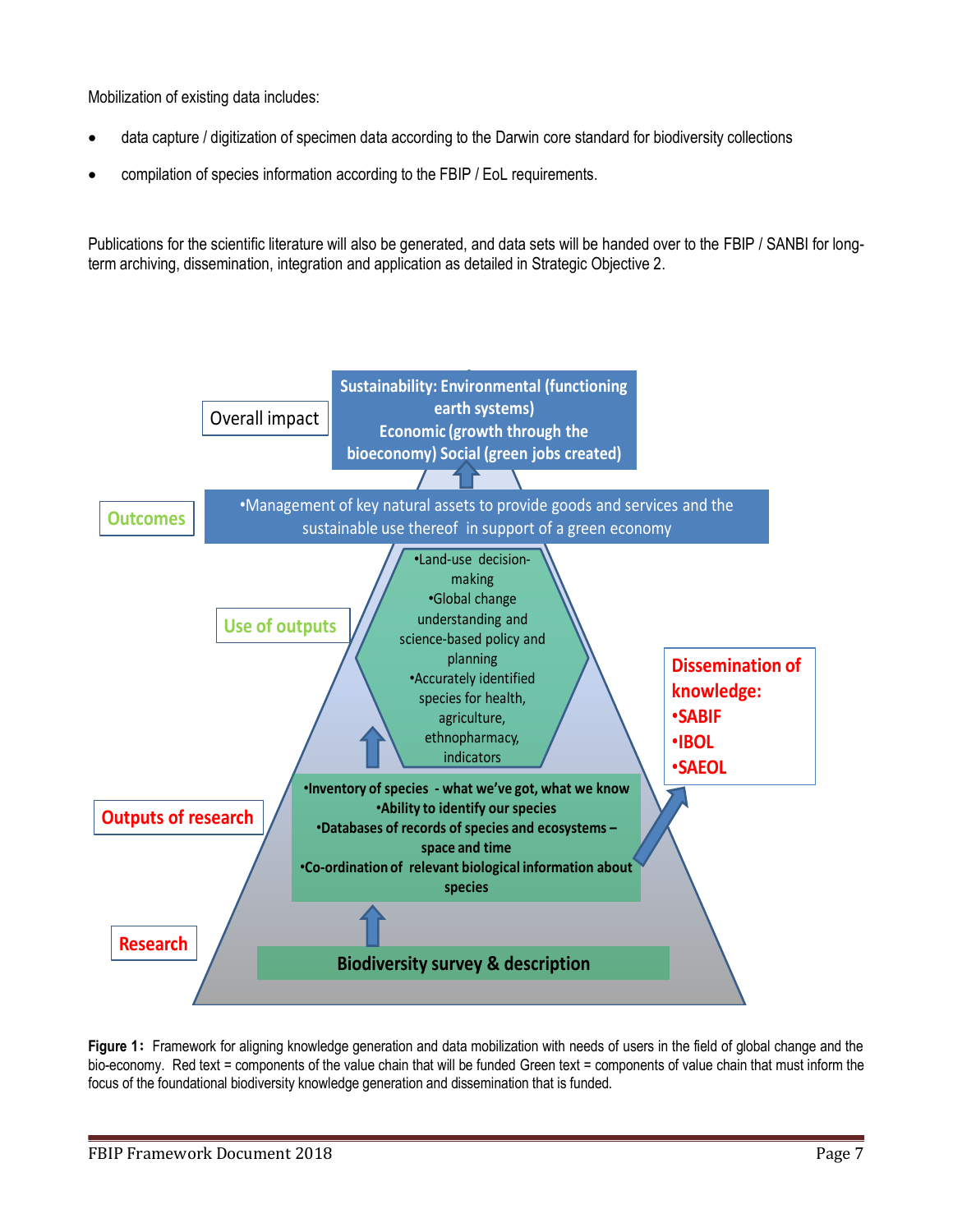Mobilization of existing data includes:

- data capture / digitization of specimen data according to the Darwin core standard for biodiversity collections
- compilation of species information according to the FBIP / EoL requirements.

Publications for the scientific literature will also be generated, and data sets will be handed over to the FBIP / SANBI for long-term archiving, dissemination, integration and application as detailed in Strategic Objective 2.

**Overall impact**

Sustainability: Environmental (functioning earth systems) Economic (growth through the bioeconomy) Social (green jobs created)

**Outcomes**

- Management of key natural assets to provide goods and services and the sustainable use thereof in support of a green economy

**Use of outputs**

- Land-use decision-making
- Global change understanding and science-based policy and planning
- Accurately identified species for health, agriculture, ethnopharmacy, indicators

**Dissemination of knowledge:**

- SABIF
- IBOL
- SAEOL

**Outputs of research**

- Inventory of species - what we've got, what we know
- Ability to identify our species
- Databases of records of species and ecosystems – space and time
- Co-ordination of relevant biological information about species

**Research**

Biodiversity survey & description

**Figure 1:** Framework for aligning knowledge generation and data mobilization with needs of users in the field of global change and the bio-economy. Red text = components of the value chain that will be funded Green text = components of value chain that must inform the focus of the foundational biodiversity knowledge generation and dissemination that is funded.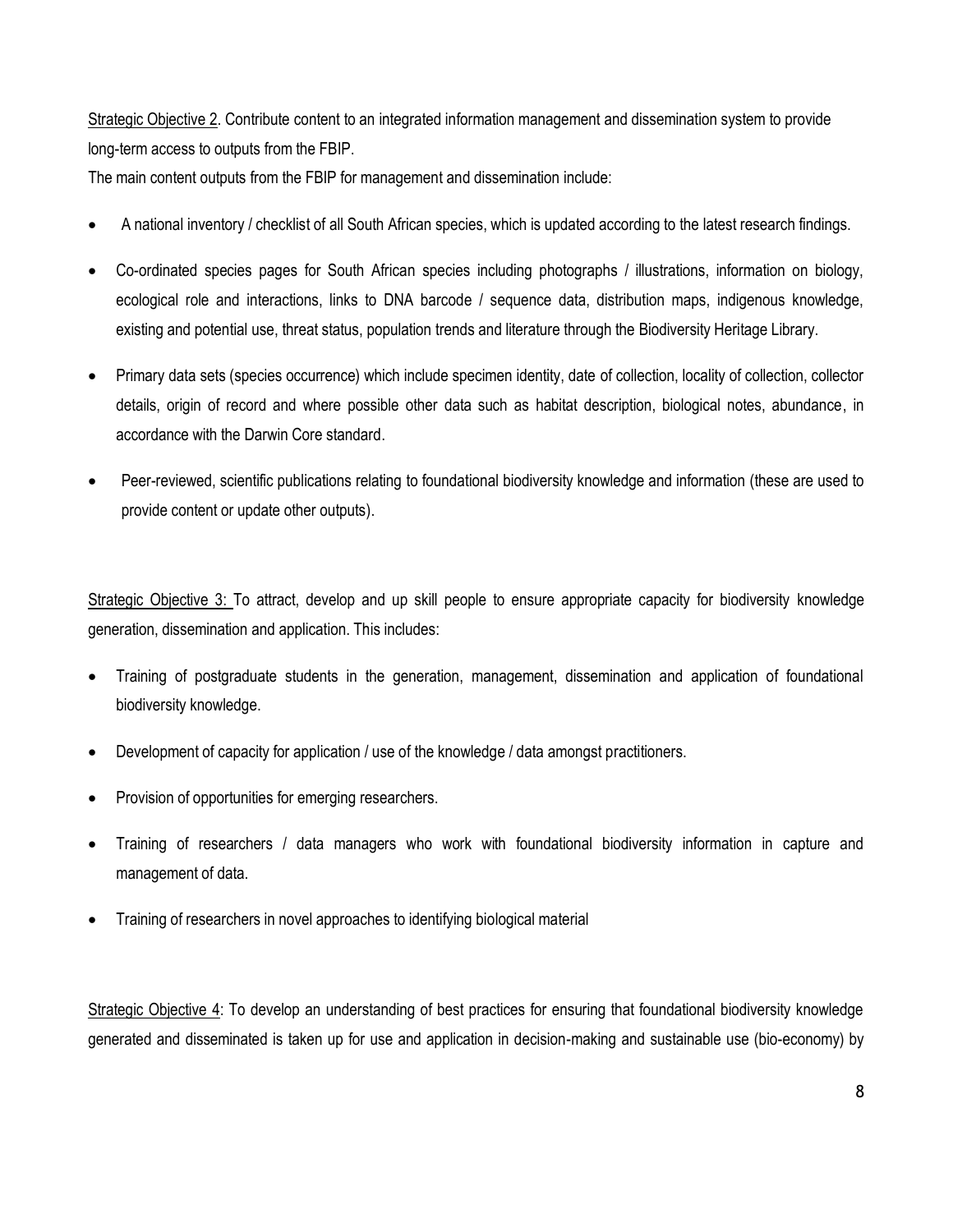Strategic Objective 2. Contribute content to an integrated information management and dissemination system to provide long-term access to outputs from the FBIP.

The main content outputs from the FBIP for management and dissemination include:

- A national inventory / checklist of all South African species, which is updated according to the latest research findings.
- Co-ordinated species pages for South African species including photographs / illustrations, information on biology, ecological role and interactions, links to DNA barcode / sequence data, distribution maps, indigenous knowledge, existing and potential use, threat status, population trends and literature through the Biodiversity Heritage Library.
- Primary data sets (species occurrence) which include specimen identity, date of collection, locality of collection, collector details, origin of record and where possible other data such as habitat description, biological notes, abundance, in accordance with the Darwin Core standard.
- Peer-reviewed, scientific publications relating to foundational biodiversity knowledge and information (these are used to provide content or update other outputs).

Strategic Objective 3: To attract, develop and up skill people to ensure appropriate capacity for biodiversity knowledge generation, dissemination and application. This includes:

- Training of postgraduate students in the generation, management, dissemination and application of foundational biodiversity knowledge.
- Development of capacity for application / use of the knowledge / data amongst practitioners.
- Provision of opportunities for emerging researchers.
- Training of researchers / data managers who work with foundational biodiversity information in capture and management of data.
- Training of researchers in novel approaches to identifying biological material

Strategic Objective 4: To develop an understanding of best practices for ensuring that foundational biodiversity knowledge generated and disseminated is taken up for use and application in decision-making and sustainable use (bio-economy) by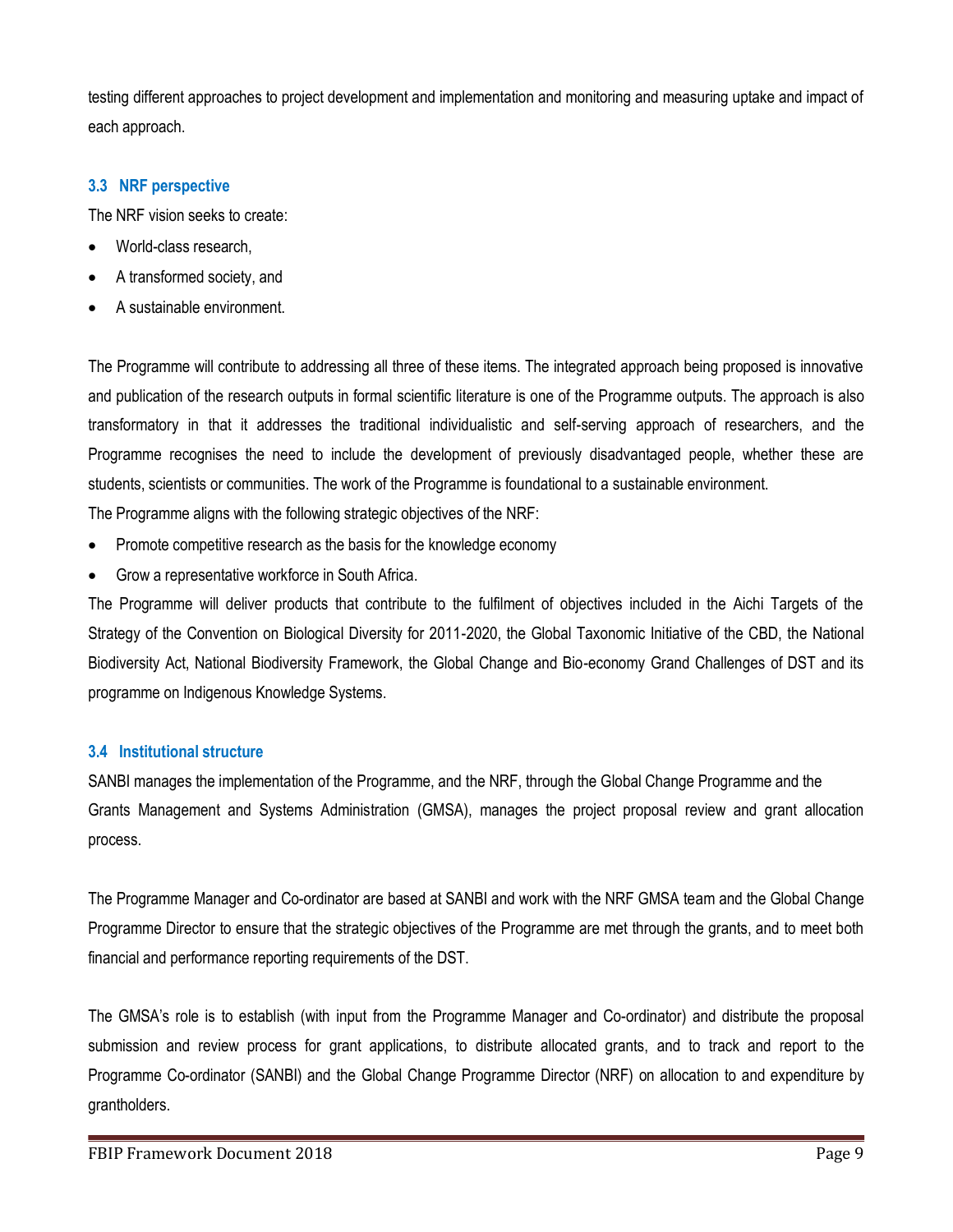testing different approaches to project development and implementation and monitoring and measuring uptake and impact of each approach.

### 3.3 NRF perspective

The NRF vision seeks to create:

- World-class research,
- A transformed society, and
- A sustainable environment.

The Programme will contribute to addressing all three of these items. The integrated approach being proposed is innovative and publication of the research outputs in formal scientific literature is one of the Programme outputs. The approach is also transformatory in that it addresses the traditional individualistic and self-serving approach of researchers, and the Programme recognises the need to include the development of previously disadvantaged people, whether these are students, scientists or communities. The work of the Programme is foundational to a sustainable environment.

The Programme aligns with the following strategic objectives of the NRF:

- Promote competitive research as the basis for the knowledge economy
- Grow a representative workforce in South Africa.

The Programme will deliver products that contribute to the fulfilment of objectives included in the Aichi Targets of the Strategy of the Convention on Biological Diversity for 2011-2020, the Global Taxonomic Initiative of the CBD, the National Biodiversity Act, National Biodiversity Framework, the Global Change and Bio-economy Grand Challenges of DST and its programme on Indigenous Knowledge Systems.

### 3.4 Institutional structure

SANBI manages the implementation of the Programme, and the NRF, through the Global Change Programme and the Grants Management and Systems Administration (GMSA), manages the project proposal review and grant allocation process.

The Programme Manager and Co-ordinator are based at SANBI and work with the NRF GMSA team and the Global Change Programme Director to ensure that the strategic objectives of the Programme are met through the grants, and to meet both financial and performance reporting requirements of the DST.

The GMSA's role is to establish (with input from the Programme Manager and Co-ordinator) and distribute the proposal submission and review process for grant applications, to distribute allocated grants, and to track and report to the Programme Co-ordinator (SANBI) and the Global Change Programme Director (NRF) on allocation to and expenditure by grantholders.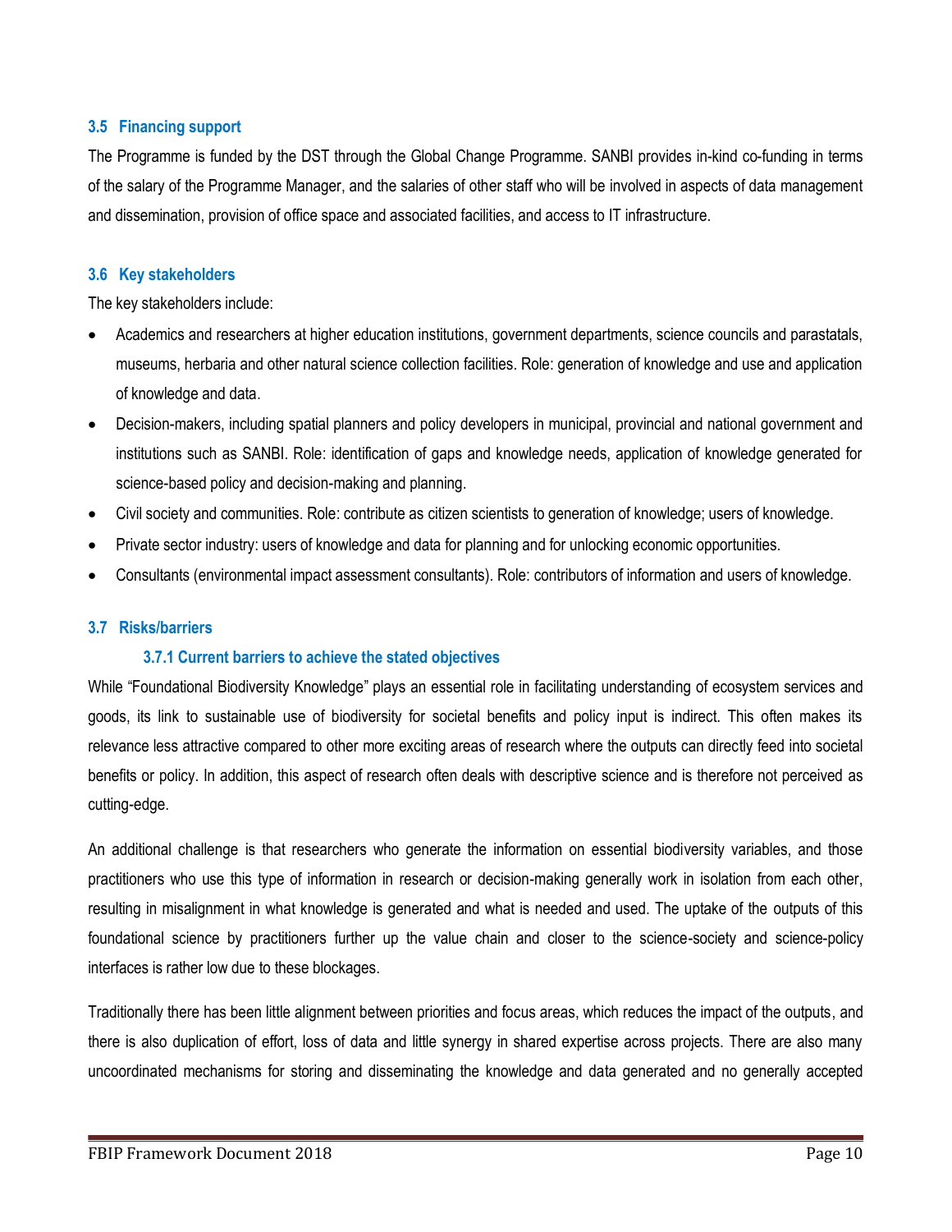### 3.5 Financing support

The Programme is funded by the DST through the Global Change Programme. SANBI provides in-kind co-funding in terms of the salary of the Programme Manager, and the salaries of other staff who will be involved in aspects of data management and dissemination, provision of office space and associated facilities, and access to IT infrastructure.

### 3.6 Key stakeholders

The key stakeholders include:

- Academics and researchers at higher education institutions, government departments, science councils and parastatals, museums, herbaria and other natural science collection facilities. Role: generation of knowledge and use and application of knowledge and data.
- Decision-makers, including spatial planners and policy developers in municipal, provincial and national government and institutions such as SANBI. Role: identification of gaps and knowledge needs, application of knowledge generated for science-based policy and decision-making and planning.
- Civil society and communities. Role: contribute as citizen scientists to generation of knowledge; users of knowledge.
- Private sector industry: users of knowledge and data for planning and for unlocking economic opportunities.
- Consultants (environmental impact assessment consultants). Role: contributors of information and users of knowledge.

### 3.7 Risks/barriers

#### 3.7.1 Current barriers to achieve the stated objectives

While "Foundational Biodiversity Knowledge" plays an essential role in facilitating understanding of ecosystem services and goods, its link to sustainable use of biodiversity for societal benefits and policy input is indirect. This often makes its relevance less attractive compared to other more exciting areas of research where the outputs can directly feed into societal benefits or policy. In addition, this aspect of research often deals with descriptive science and is therefore not perceived as cutting-edge.

An additional challenge is that researchers who generate the information on essential biodiversity variables, and those practitioners who use this type of information in research or decision-making generally work in isolation from each other, resulting in misalignment in what knowledge is generated and what is needed and used. The uptake of the outputs of this foundational science by practitioners further up the value chain and closer to the science-society and science-policy interfaces is rather low due to these blockages.

Traditionally there has been little alignment between priorities and focus areas, which reduces the impact of the outputs, and there is also duplication of effort, loss of data and little synergy in shared expertise across projects. There are also many uncoordinated mechanisms for storing and disseminating the knowledge and data generated and no generally accepted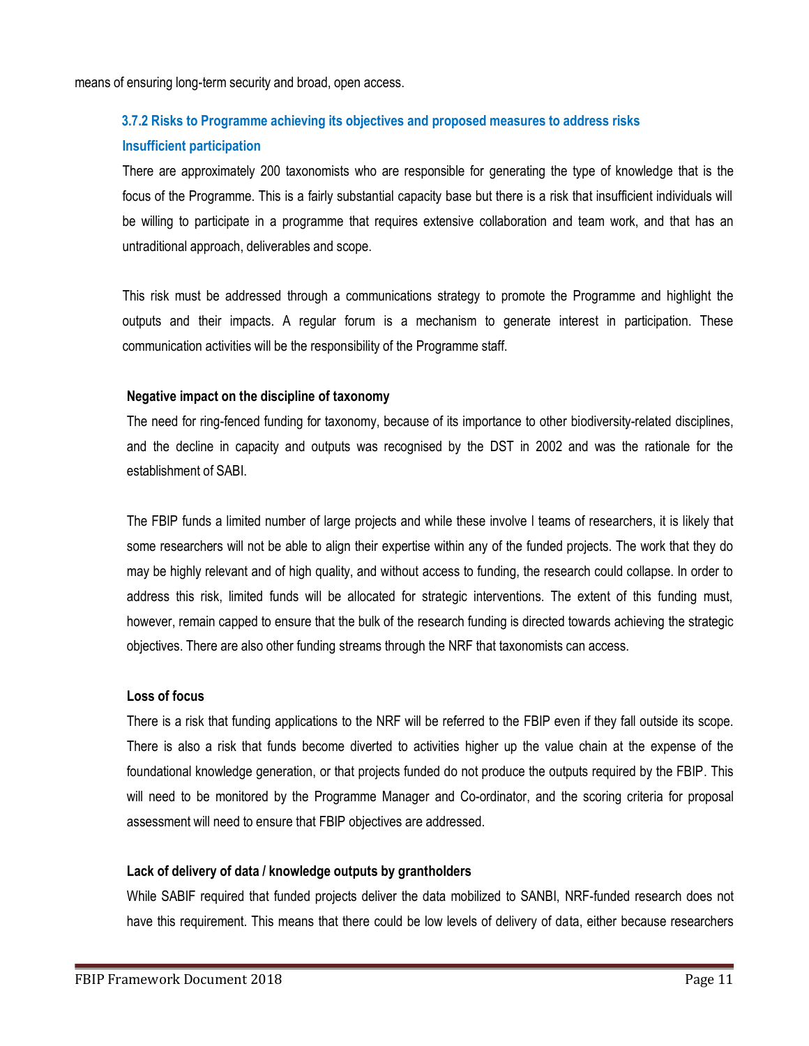means of ensuring long-term security and broad, open access.

### 3.7.2 Risks to Programme achieving its objectives and proposed measures to address risks

#### Insufficient participation

There are approximately 200 taxonomists who are responsible for generating the type of knowledge that is the focus of the Programme. This is a fairly substantial capacity base but there is a risk that insufficient individuals will be willing to participate in a programme that requires extensive collaboration and team work, and that has an untraditional approach, deliverables and scope.

This risk must be addressed through a communications strategy to promote the Programme and highlight the outputs and their impacts. A regular forum is a mechanism to generate interest in participation. These communication activities will be the responsibility of the Programme staff.

**Negative impact on the discipline of taxonomy**

The need for ring-fenced funding for taxonomy, because of its importance to other biodiversity-related disciplines, and the decline in capacity and outputs was recognised by the DST in 2002 and was the rationale for the establishment of SABI.

The FBIP funds a limited number of large projects and while these involve l teams of researchers, it is likely that some researchers will not be able to align their expertise within any of the funded projects. The work that they do may be highly relevant and of high quality, and without access to funding, the research could collapse. In order to address this risk, limited funds will be allocated for strategic interventions. The extent of this funding must, however, remain capped to ensure that the bulk of the research funding is directed towards achieving the strategic objectives. There are also other funding streams through the NRF that taxonomists can access.

**Loss of focus**

There is a risk that funding applications to the NRF will be referred to the FBIP even if they fall outside its scope. There is also a risk that funds become diverted to activities higher up the value chain at the expense of the foundational knowledge generation, or that projects funded do not produce the outputs required by the FBIP. This will need to be monitored by the Programme Manager and Co-ordinator, and the scoring criteria for proposal assessment will need to ensure that FBIP objectives are addressed.

**Lack of delivery of data / knowledge outputs by grantholders**

While SABIF required that funded projects deliver the data mobilized to SANBI, NRF-funded research does not have this requirement. This means that there could be low levels of delivery of data, either because researchers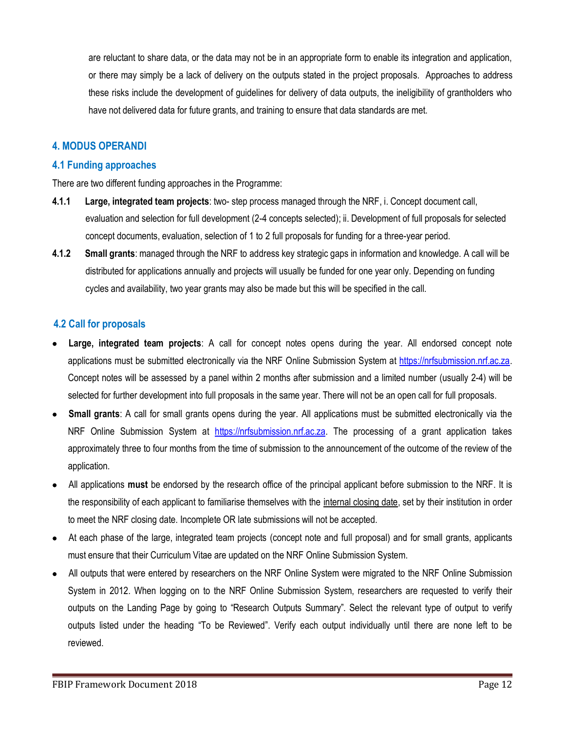are reluctant to share data, or the data may not be in an appropriate form to enable its integration and application, or there may simply be a lack of delivery on the outputs stated in the project proposals. Approaches to address these risks include the development of guidelines for delivery of data outputs, the ineligibility of grantholders who have not delivered data for future grants, and training to ensure that data standards are met.

## 4. MODUS OPERANDI

### 4.1 Funding approaches

There are two different funding approaches in the Programme:

**4.1.1 Large, integrated team projects**: two- step process managed through the NRF, i. Concept document call, evaluation and selection for full development (2-4 concepts selected); ii. Development of full proposals for selected concept documents, evaluation, selection of 1 to 2 full proposals for funding for a three-year period.

**4.1.2 Small grants**: managed through the NRF to address key strategic gaps in information and knowledge. A call will be distributed for applications annually and projects will usually be funded for one year only. Depending on funding cycles and availability, two year grants may also be made but this will be specified in the call.

### 4.2 Call for proposals

- **Large, integrated team projects**: A call for concept notes opens during the year. All endorsed concept note applications must be submitted electronically via the NRF Online Submission System at https://nrfsubmission.nrf.ac.za. Concept notes will be assessed by a panel within 2 months after submission and a limited number (usually 2-4) will be selected for further development into full proposals in the same year. There will not be an open call for full proposals.
- **Small grants**: A call for small grants opens during the year. All applications must be submitted electronically via the NRF Online Submission System at https://nrfsubmission.nrf.ac.za. The processing of a grant application takes approximately three to four months from the time of submission to the announcement of the outcome of the review of the application.
- All applications **must** be endorsed by the research office of the principal applicant before submission to the NRF. It is the responsibility of each applicant to familiarise themselves with the internal closing date, set by their institution in order to meet the NRF closing date. Incomplete OR late submissions will not be accepted.
- At each phase of the large, integrated team projects (concept note and full proposal) and for small grants, applicants must ensure that their Curriculum Vitae are updated on the NRF Online Submission System.
- All outputs that were entered by researchers on the NRF Online System were migrated to the NRF Online Submission System in 2012. When logging on to the NRF Online Submission System, researchers are requested to verify their outputs on the Landing Page by going to "Research Outputs Summary". Select the relevant type of output to verify outputs listed under the heading "To be Reviewed". Verify each output individually until there are none left to be reviewed.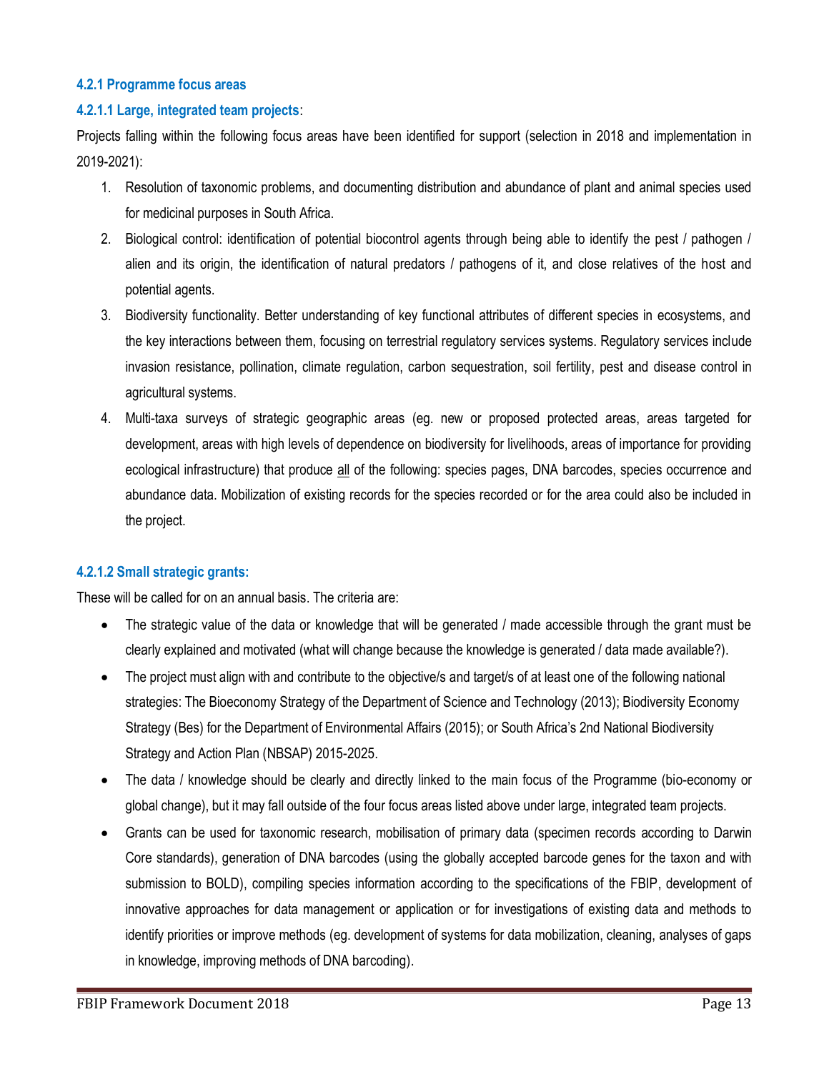#### 4.2.1 Programme focus areas

#### 4.2.1.1 Large, integrated team projects:

Projects falling within the following focus areas have been identified for support (selection in 2018 and implementation in 2019-2021):

1. Resolution of taxonomic problems, and documenting distribution and abundance of plant and animal species used for medicinal purposes in South Africa.
2. Biological control: identification of potential biocontrol agents through being able to identify the pest / pathogen / alien and its origin, the identification of natural predators / pathogens of it, and close relatives of the host and potential agents.
3. Biodiversity functionality. Better understanding of key functional attributes of different species in ecosystems, and the key interactions between them, focusing on terrestrial regulatory services systems. Regulatory services include invasion resistance, pollination, climate regulation, carbon sequestration, soil fertility, pest and disease control in agricultural systems.
4. Multi-taxa surveys of strategic geographic areas (eg. new or proposed protected areas, areas targeted for development, areas with high levels of dependence on biodiversity for livelihoods, areas of importance for providing ecological infrastructure) that produce <u>all</u> of the following: species pages, DNA barcodes, species occurrence and abundance data. Mobilization of existing records for the species recorded or for the area could also be included in the project.

#### 4.2.1.2 Small strategic grants:

These will be called for on an annual basis. The criteria are:

- The strategic value of the data or knowledge that will be generated / made accessible through the grant must be clearly explained and motivated (what will change because the knowledge is generated / data made available?).
- The project must align with and contribute to the objective/s and target/s of at least one of the following national strategies: The Bioeconomy Strategy of the Department of Science and Technology (2013); Biodiversity Economy Strategy (Bes) for the Department of Environmental Affairs (2015); or South Africa's 2nd National Biodiversity Strategy and Action Plan (NBSAP) 2015-2025.
- The data / knowledge should be clearly and directly linked to the main focus of the Programme (bio-economy or global change), but it may fall outside of the four focus areas listed above under large, integrated team projects.
- Grants can be used for taxonomic research, mobilisation of primary data (specimen records according to Darwin Core standards), generation of DNA barcodes (using the globally accepted barcode genes for the taxon and with submission to BOLD), compiling species information according to the specifications of the FBIP, development of innovative approaches for data management or application or for investigations of existing data and methods to identify priorities or improve methods (eg. development of systems for data mobilization, cleaning, analyses of gaps in knowledge, improving methods of DNA barcoding).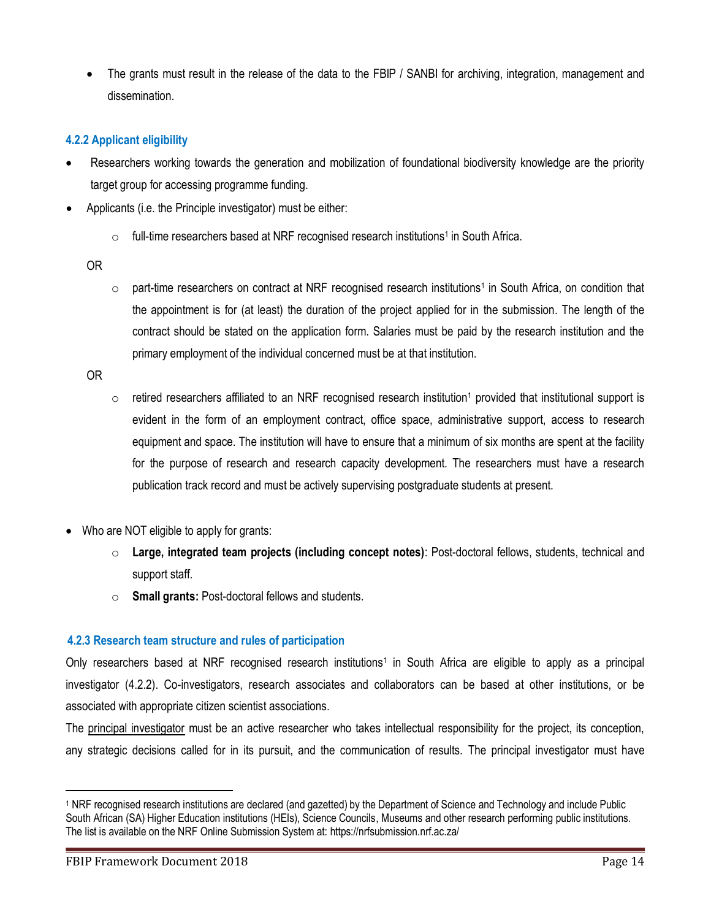- The grants must result in the release of the data to the FBIP / SANBI for archiving, integration, management and dissemination.

### 4.2.2 Applicant eligibility

- Researchers working towards the generation and mobilization of foundational biodiversity knowledge are the priority target group for accessing programme funding.
- Applicants (i.e. the Principle investigator) must be either:
  - full-time researchers based at NRF recognised research institutions[1] in South Africa.

  OR

  - part-time researchers on contract at NRF recognised research institutions[1] in South Africa, on condition that the appointment is for (at least) the duration of the project applied for in the submission. The length of the contract should be stated on the application form. Salaries must be paid by the research institution and the primary employment of the individual concerned must be at that institution.

  OR

  - retired researchers affiliated to an NRF recognised research institution[1] provided that institutional support is evident in the form of an employment contract, office space, administrative support, access to research equipment and space. The institution will have to ensure that a minimum of six months are spent at the facility for the purpose of research and research capacity development. The researchers must have a research publication track record and must be actively supervising postgraduate students at present.

- Who are NOT eligible to apply for grants:
  - **Large, integrated team projects (including concept notes)**: Post-doctoral fellows, students, technical and support staff.
  - **Small grants:** Post-doctoral fellows and students.

### 4.2.3 Research team structure and rules of participation

Only researchers based at NRF recognised research institutions[1] in South Africa are eligible to apply as a principal investigator (4.2.2). Co-investigators, research associates and collaborators can be based at other institutions, or be associated with appropriate citizen scientist associations.

The principal investigator must be an active researcher who takes intellectual responsibility for the project, its conception, any strategic decisions called for in its pursuit, and the communication of results. The principal investigator must have

---

[1] NRF recognised research institutions are declared (and gazetted) by the Department of Science and Technology and include Public South African (SA) Higher Education institutions (HEIs), Science Councils, Museums and other research performing public institutions. The list is available on the NRF Online Submission System at: https://nrfsubmission.nrf.ac.za/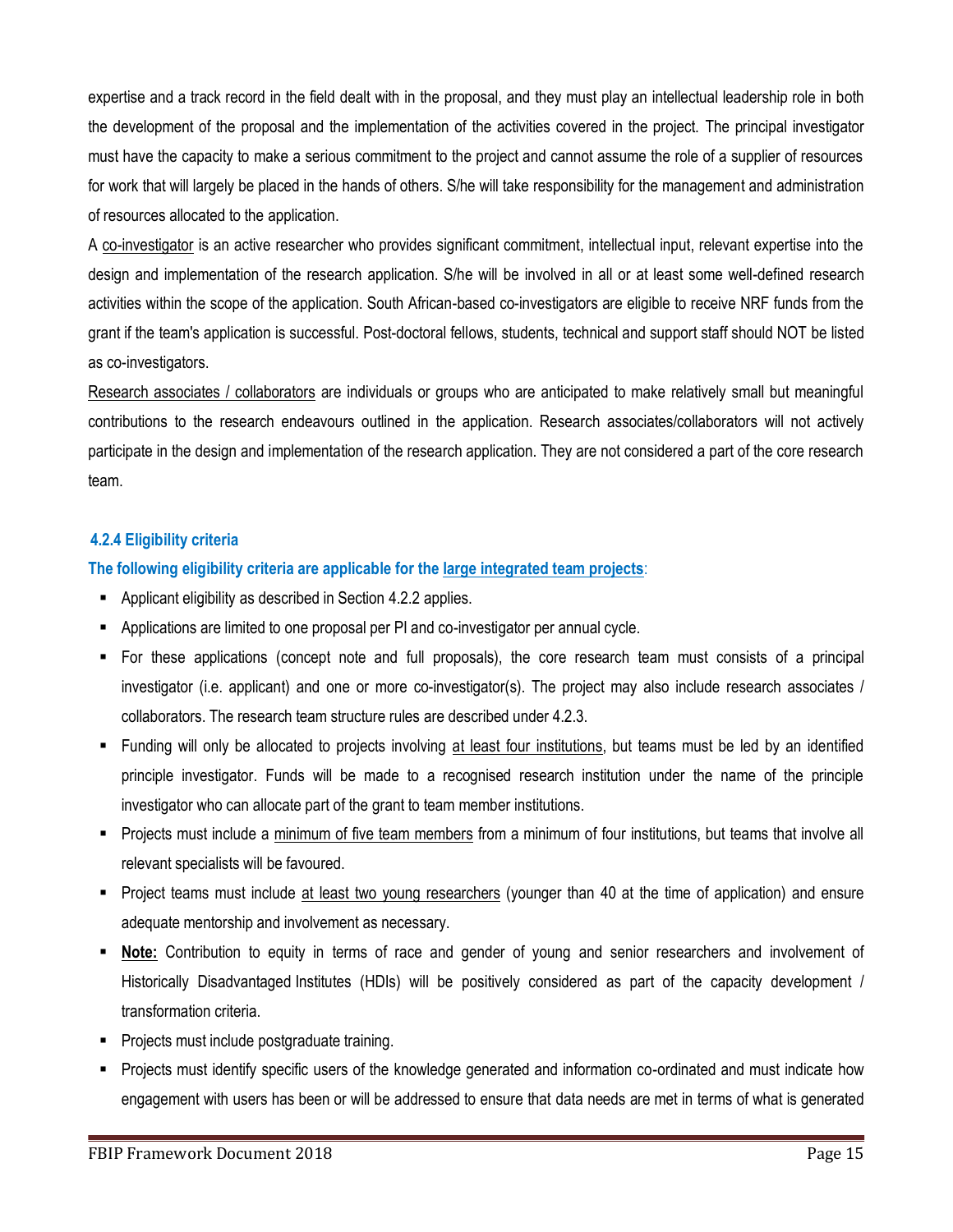expertise and a track record in the field dealt with in the proposal, and they must play an intellectual leadership role in both the development of the proposal and the implementation of the activities covered in the project. The principal investigator must have the capacity to make a serious commitment to the project and cannot assume the role of a supplier of resources for work that will largely be placed in the hands of others. S/he will take responsibility for the management and administration of resources allocated to the application.

A co-investigator is an active researcher who provides significant commitment, intellectual input, relevant expertise into the design and implementation of the research application. S/he will be involved in all or at least some well-defined research activities within the scope of the application. South African-based co-investigators are eligible to receive NRF funds from the grant if the team's application is successful. Post-doctoral fellows, students, technical and support staff should NOT be listed as co-investigators.

Research associates / collaborators are individuals or groups who are anticipated to make relatively small but meaningful contributions to the research endeavours outlined in the application. Research associates/collaborators will not actively participate in the design and implementation of the research application. They are not considered a part of the core research team.

#### 4.2.4 Eligibility criteria

**The following eligibility criteria are applicable for the large integrated team projects:**

- Applicant eligibility as described in Section 4.2.2 applies.
- Applications are limited to one proposal per PI and co-investigator per annual cycle.
- For these applications (concept note and full proposals), the core research team must consists of a principal investigator (i.e. applicant) and one or more co-investigator(s). The project may also include research associates / collaborators. The research team structure rules are described under 4.2.3.
- Funding will only be allocated to projects involving at least four institutions, but teams must be led by an identified principle investigator. Funds will be made to a recognised research institution under the name of the principle investigator who can allocate part of the grant to team member institutions.
- Projects must include a minimum of five team members from a minimum of four institutions, but teams that involve all relevant specialists will be favoured.
- Project teams must include at least two young researchers (younger than 40 at the time of application) and ensure adequate mentorship and involvement as necessary.
- **Note:** Contribution to equity in terms of race and gender of young and senior researchers and involvement of Historically Disadvantaged Institutes (HDIs) will be positively considered as part of the capacity development / transformation criteria.
- Projects must include postgraduate training.
- Projects must identify specific users of the knowledge generated and information co-ordinated and must indicate how engagement with users has been or will be addressed to ensure that data needs are met in terms of what is generated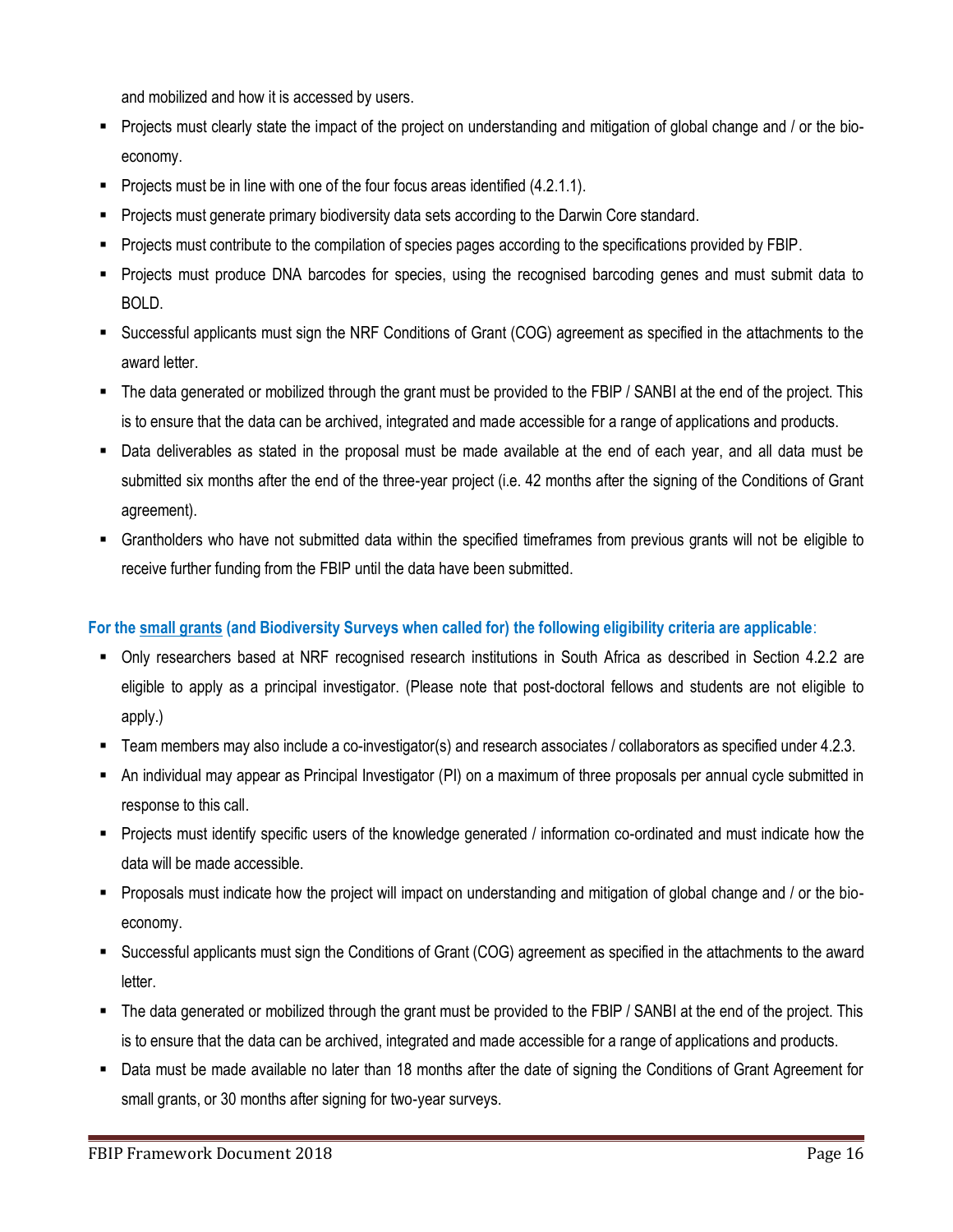and mobilized and how it is accessed by users.

- Projects must clearly state the impact of the project on understanding and mitigation of global change and / or the bio-economy.
- Projects must be in line with one of the four focus areas identified (4.2.1.1).
- Projects must generate primary biodiversity data sets according to the Darwin Core standard.
- Projects must contribute to the compilation of species pages according to the specifications provided by FBIP.
- Projects must produce DNA barcodes for species, using the recognised barcoding genes and must submit data to BOLD.
- Successful applicants must sign the NRF Conditions of Grant (COG) agreement as specified in the attachments to the award letter.
- The data generated or mobilized through the grant must be provided to the FBIP / SANBI at the end of the project. This is to ensure that the data can be archived, integrated and made accessible for a range of applications and products.
- Data deliverables as stated in the proposal must be made available at the end of each year, and all data must be submitted six months after the end of the three-year project (i.e. 42 months after the signing of the Conditions of Grant agreement).
- Grantholders who have not submitted data within the specified timeframes from previous grants will not be eligible to receive further funding from the FBIP until the data have been submitted.

**For the small grants (and Biodiversity Surveys when called for) the following eligibility criteria are applicable**:

- Only researchers based at NRF recognised research institutions in South Africa as described in Section 4.2.2 are eligible to apply as a principal investigator. (Please note that post-doctoral fellows and students are not eligible to apply.)
- Team members may also include a co-investigator(s) and research associates / collaborators as specified under 4.2.3.
- An individual may appear as Principal Investigator (PI) on a maximum of three proposals per annual cycle submitted in response to this call.
- Projects must identify specific users of the knowledge generated / information co-ordinated and must indicate how the data will be made accessible.
- Proposals must indicate how the project will impact on understanding and mitigation of global change and / or the bio-economy.
- Successful applicants must sign the Conditions of Grant (COG) agreement as specified in the attachments to the award letter.
- The data generated or mobilized through the grant must be provided to the FBIP / SANBI at the end of the project. This is to ensure that the data can be archived, integrated and made accessible for a range of applications and products.
- Data must be made available no later than 18 months after the date of signing the Conditions of Grant Agreement for small grants, or 30 months after signing for two-year surveys.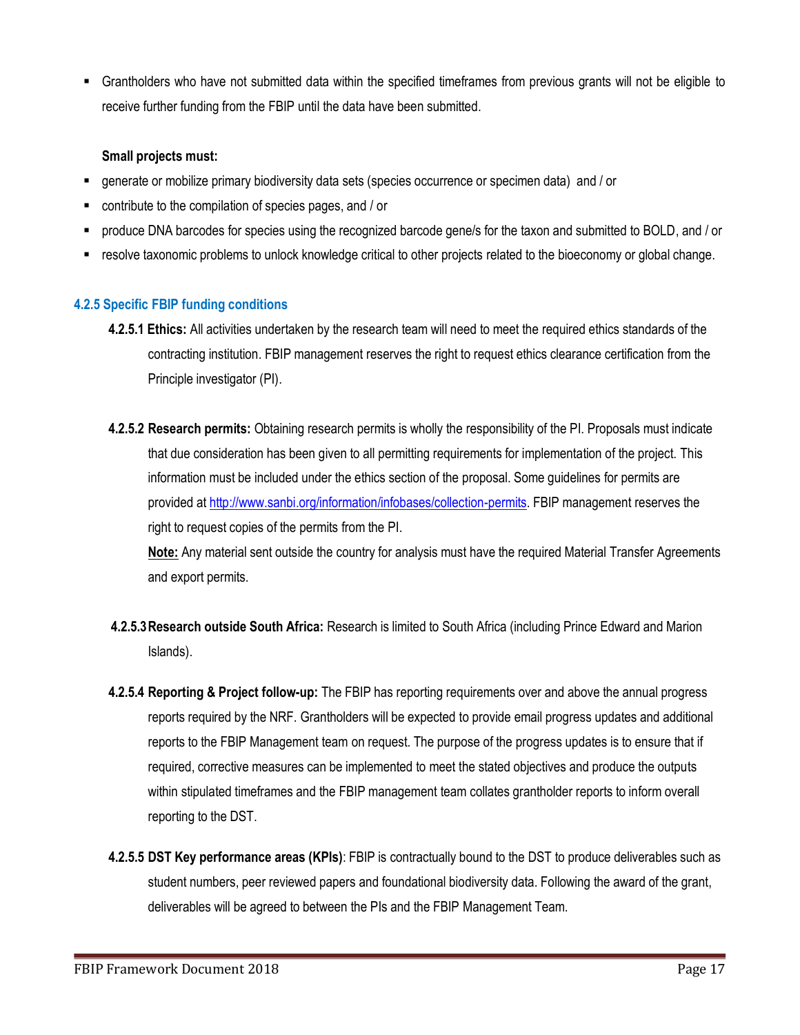- Grantholders who have not submitted data within the specified timeframes from previous grants will not be eligible to receive further funding from the FBIP until the data have been submitted.

**Small projects must:**

- generate or mobilize primary biodiversity data sets (species occurrence or specimen data) and / or
- contribute to the compilation of species pages, and / or
- produce DNA barcodes for species using the recognized barcode gene/s for the taxon and submitted to BOLD, and / or
- resolve taxonomic problems to unlock knowledge critical to other projects related to the bioeconomy or global change.

### 4.2.5 Specific FBIP funding conditions

**4.2.5.1 Ethics:** All activities undertaken by the research team will need to meet the required ethics standards of the contracting institution. FBIP management reserves the right to request ethics clearance certification from the Principle investigator (PI).

**4.2.5.2 Research permits:** Obtaining research permits is wholly the responsibility of the PI. Proposals must indicate that due consideration has been given to all permitting requirements for implementation of the project. This information must be included under the ethics section of the proposal. Some guidelines for permits are provided at [http://www.sanbi.org/information/infobases/collection-permits](http://www.sanbi.org/information/infobases/collection-permits). FBIP management reserves the right to request copies of the permits from the PI.

**Note:** Any material sent outside the country for analysis must have the required Material Transfer Agreements and export permits.

**4.2.5.3 Research outside South Africa:** Research is limited to South Africa (including Prince Edward and Marion Islands).

**4.2.5.4 Reporting & Project follow-up:** The FBIP has reporting requirements over and above the annual progress reports required by the NRF. Grantholders will be expected to provide email progress updates and additional reports to the FBIP Management team on request. The purpose of the progress updates is to ensure that if required, corrective measures can be implemented to meet the stated objectives and produce the outputs within stipulated timeframes and the FBIP management team collates grantholder reports to inform overall reporting to the DST.

**4.2.5.5 DST Key performance areas (KPIs)**: FBIP is contractually bound to the DST to produce deliverables such as student numbers, peer reviewed papers and foundational biodiversity data. Following the award of the grant, deliverables will be agreed to between the PIs and the FBIP Management Team.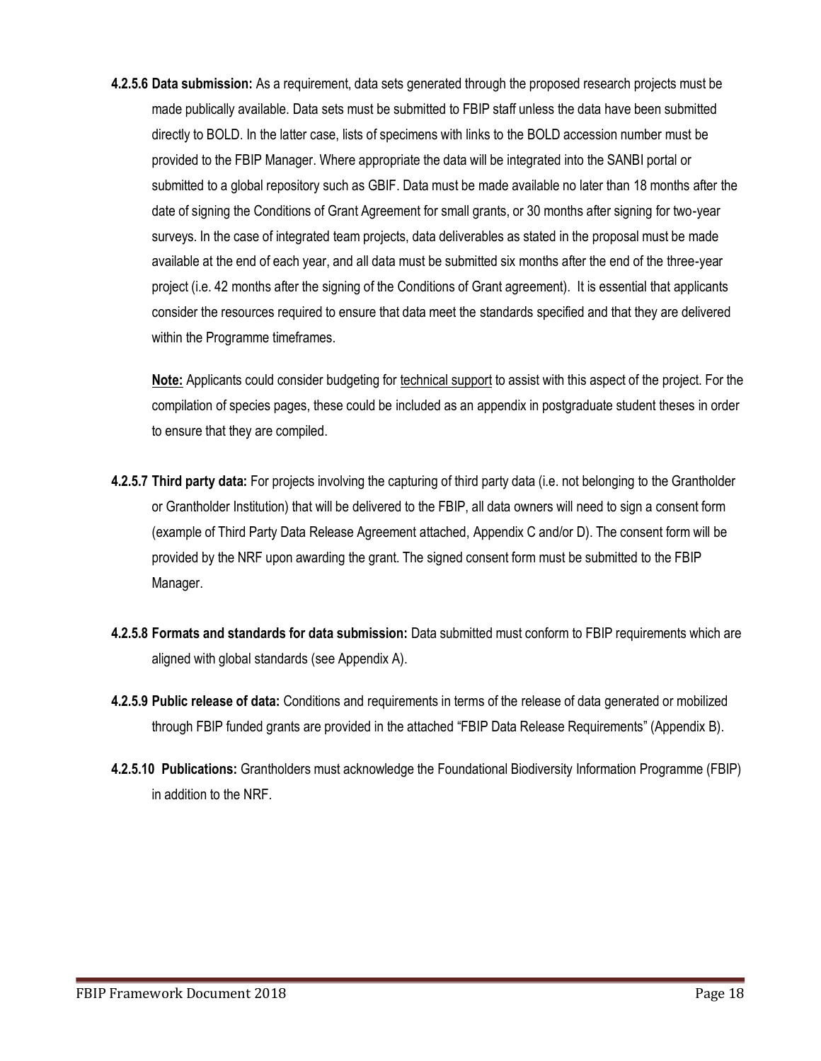**4.2.5.6 Data submission:** As a requirement, data sets generated through the proposed research projects must be made publically available. Data sets must be submitted to FBIP staff unless the data have been submitted directly to BOLD. In the latter case, lists of specimens with links to the BOLD accession number must be provided to the FBIP Manager. Where appropriate the data will be integrated into the SANBI portal or submitted to a global repository such as GBIF. Data must be made available no later than 18 months after the date of signing the Conditions of Grant Agreement for small grants, or 30 months after signing for two-year surveys. In the case of integrated team projects, data deliverables as stated in the proposal must be made available at the end of each year, and all data must be submitted six months after the end of the three-year project (i.e. 42 months after the signing of the Conditions of Grant agreement). It is essential that applicants consider the resources required to ensure that data meet the standards specified and that they are delivered within the Programme timeframes.

**Note:** Applicants could consider budgeting for technical support to assist with this aspect of the project. For the compilation of species pages, these could be included as an appendix in postgraduate student theses in order to ensure that they are compiled.

**4.2.5.7 Third party data:** For projects involving the capturing of third party data (i.e. not belonging to the Grantholder or Grantholder Institution) that will be delivered to the FBIP, all data owners will need to sign a consent form (example of Third Party Data Release Agreement attached, Appendix C and/or D). The consent form will be provided by the NRF upon awarding the grant. The signed consent form must be submitted to the FBIP Manager.

**4.2.5.8 Formats and standards for data submission:** Data submitted must conform to FBIP requirements which are aligned with global standards (see Appendix A).

**4.2.5.9 Public release of data:** Conditions and requirements in terms of the release of data generated or mobilized through FBIP funded grants are provided in the attached "FBIP Data Release Requirements" (Appendix B).

**4.2.5.10 Publications:** Grantholders must acknowledge the Foundational Biodiversity Information Programme (FBIP) in addition to the NRF.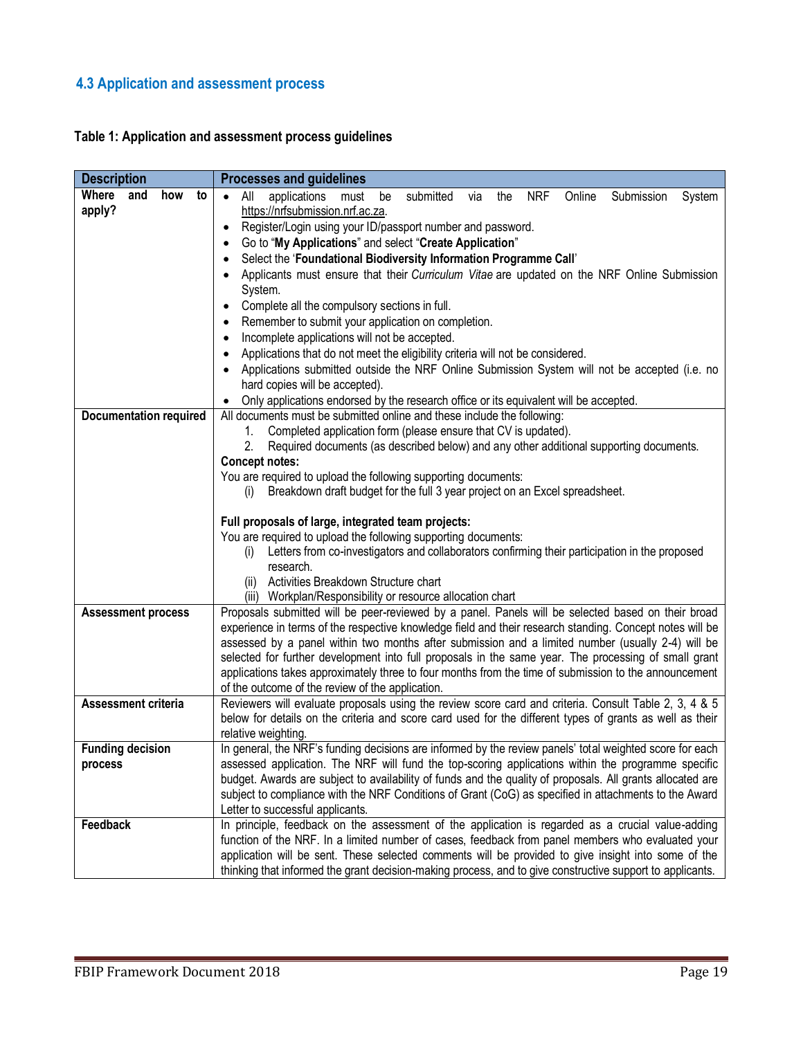## 4.3 Application and assessment process

**Table 1: Application and assessment process guidelines**

| Description | Processes and guidelines |
|---|---|
| **Where and how to apply?** | • All applications must be submitted via the NRF Online Submission System https://nrfsubmission.nrf.ac.za.<br>• Register/Login using your ID/passport number and password.<br>• Go to "**My Applications**" and select "**Create Application**"<br>• Select the '**Foundational Biodiversity Information Programme Call**'<br>• Applicants must ensure that their *Curriculum Vitae* are updated on the NRF Online Submission System.<br>• Complete all the compulsory sections in full.<br>• Remember to submit your application on completion.<br>• Incomplete applications will not be accepted.<br>• Applications that do not meet the eligibility criteria will not be considered.<br>• Applications submitted outside the NRF Online Submission System will not be accepted (i.e. no hard copies will be accepted).<br>• Only applications endorsed by the research office or its equivalent will be accepted. |
| **Documentation required** | All documents must be submitted online and these include the following:<br>1. Completed application form (please ensure that CV is updated).<br>2. Required documents (as described below) and any other additional supporting documents.<br>**Concept notes:**<br>You are required to upload the following supporting documents:<br>(i) Breakdown draft budget for the full 3 year project on an Excel spreadsheet.<br><br>**Full proposals of large, integrated team projects:**<br>You are required to upload the following supporting documents:<br>(i) Letters from co-investigators and collaborators confirming their participation in the proposed research.<br>(ii) Activities Breakdown Structure chart<br>(iii) Workplan/Responsibility or resource allocation chart |
| **Assessment process** | Proposals submitted will be peer-reviewed by a panel. Panels will be selected based on their broad experience in terms of the respective knowledge field and their research standing. Concept notes will be assessed by a panel within two months after submission and a limited number (usually 2-4) will be selected for further development into full proposals in the same year. The processing of small grant applications takes approximately three to four months from the time of submission to the announcement of the outcome of the review of the application. |
| **Assessment criteria** | Reviewers will evaluate proposals using the review score card and criteria. Consult Table 2, 3, 4 & 5 below for details on the criteria and score card used for the different types of grants as well as their relative weighting. |
| **Funding decision process** | In general, the NRF's funding decisions are informed by the review panels' total weighted score for each assessed application. The NRF will fund the top-scoring applications within the programme specific budget. Awards are subject to availability of funds and the quality of proposals. All grants allocated are subject to compliance with the NRF Conditions of Grant (CoG) as specified in attachments to the Award Letter to successful applicants. |
| **Feedback** | In principle, feedback on the assessment of the application is regarded as a crucial value-adding function of the NRF. In a limited number of cases, feedback from panel members who evaluated your application will be sent. These selected comments will be provided to give insight into some of the thinking that informed the grant decision-making process, and to give constructive support to applicants. |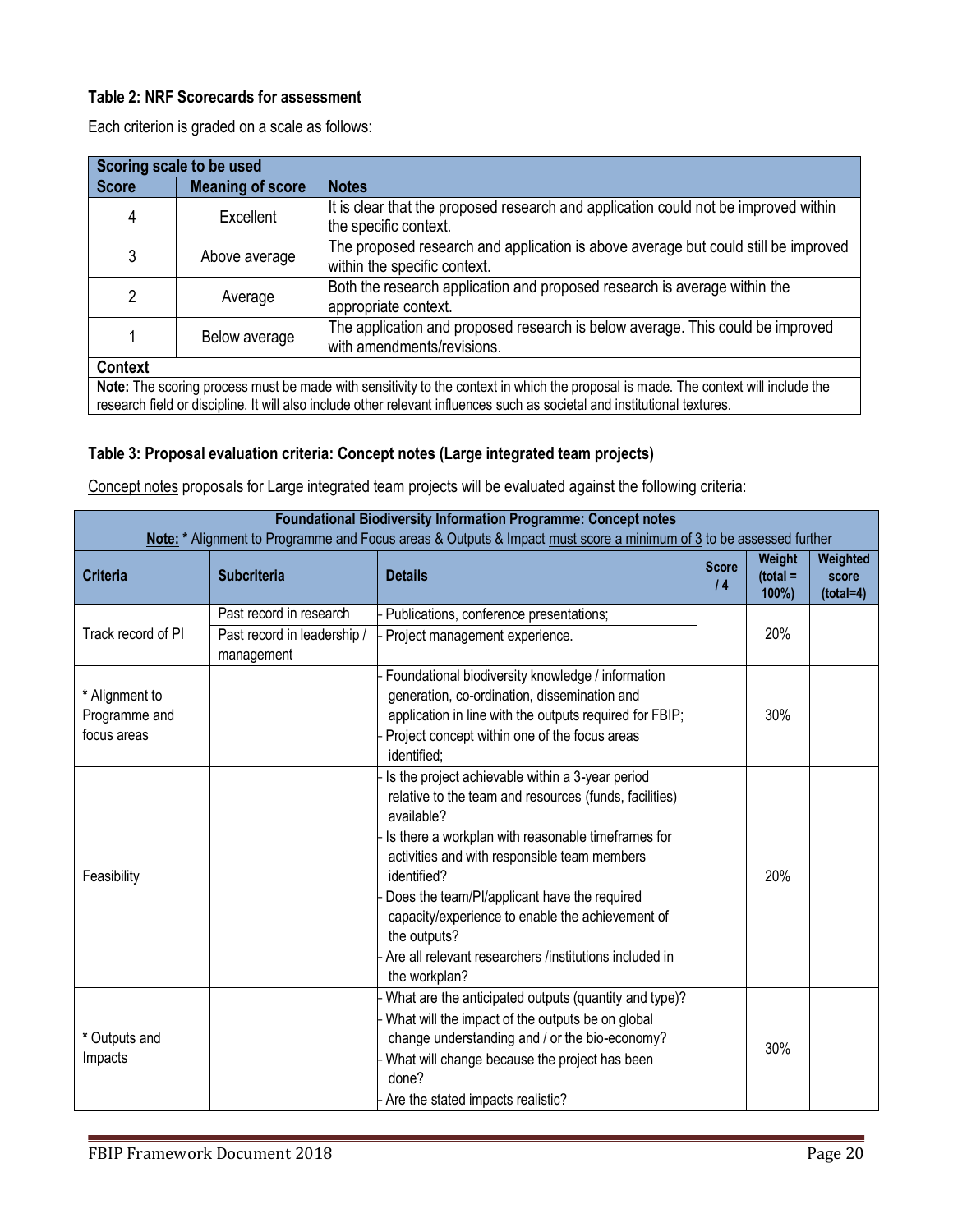**Table 2: NRF Scorecards for assessment**

Each criterion is graded on a scale as follows:

| Scoring scale to be used | | |
|---|---|---|
| **Score** | **Meaning of score** | **Notes** |
| 4 | Excellent | It is clear that the proposed research and application could not be improved within the specific context. |
| 3 | Above average | The proposed research and application is above average but could still be improved within the specific context. |
| 2 | Average | Both the research application and proposed research is average within the appropriate context. |
| 1 | Below average | The application and proposed research is below average. This could be improved with amendments/revisions. |
| **Context** | | |
| **Note:** The scoring process must be made with sensitivity to the context in which the proposal is made. The context will include the research field or discipline. It will also include other relevant influences such as societal and institutional textures. | | |

**Table 3: Proposal evaluation criteria: Concept notes (Large integrated team projects)**

Concept notes proposals for Large integrated team projects will be evaluated against the following criteria:

| **Foundational Biodiversity Information Programme: Concept notes**<br>**Note:** * Alignment to Programme and Focus areas & Outputs & Impact must score a minimum of 3 to be assessed further | | | | | |
|---|---|---|---|---|---|
| **Criteria** | **Subcriteria** | **Details** | **Score / 4** | **Weight (total = 100%)** | **Weighted score (total=4)** |
| Track record of PI | Past record in research | - Publications, conference presentations; | | 20% | |
| | Past record in leadership / management | - Project management experience. | | | |
| * Alignment to Programme and focus areas | | - Foundational biodiversity knowledge / information generation, co-ordination, dissemination and application in line with the outputs required for FBIP;<br>- Project concept within one of the focus areas identified; | | 30% | |
| Feasibility | | - Is the project achievable within a 3-year period relative to the team and resources (funds, facilities) available?<br>- Is there a workplan with reasonable timeframes for activities and with responsible team members identified?<br>- Does the team/PI/applicant have the required capacity/experience to enable the achievement of the outputs?<br>- Are all relevant researchers /institutions included in the workplan? | | 20% | |
| * Outputs and Impacts | | - What are the anticipated outputs (quantity and type)?<br>- What will the impact of the outputs be on global change understanding and / or the bio-economy?<br>- What will change because the project has been done?<br>- Are the stated impacts realistic? | | 30% | |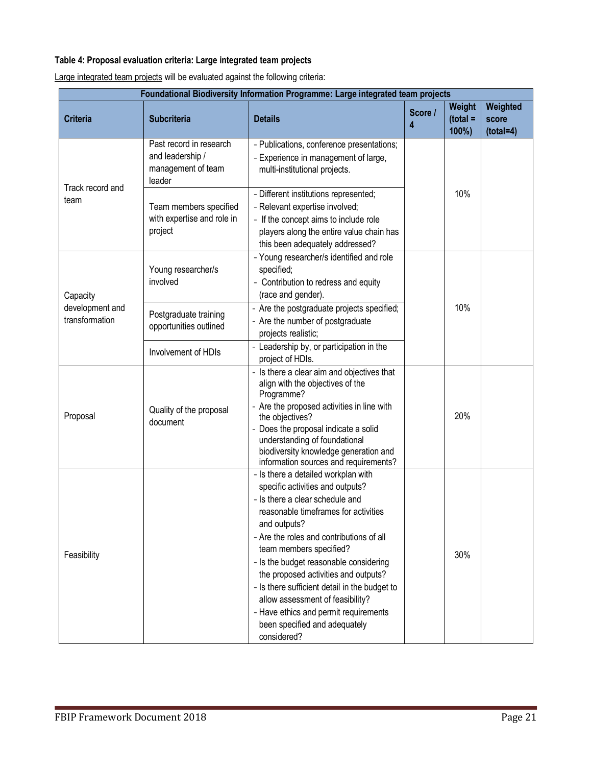**Table 4: Proposal evaluation criteria: Large integrated team projects**

Large integrated team projects will be evaluated against the following criteria:

| Foundational Biodiversity Information Programme: Large integrated team projects | | | | | |
|---|---|---|---|---|---|
| **Criteria** | **Subcriteria** | **Details** | **Score / 4** | **Weight (total = 100%)** | **Weighted score (total=4)** |
| Track record and team | Past record in research and leadership / management of team leader | - Publications, conference presentations;<br>- Experience in management of large, multi-institutional projects. | | 10% | |
| | Team members specified with expertise and role in project | - Different institutions represented;<br>- Relevant expertise involved;<br>- If the concept aims to include role players along the entire value chain has this been adequately addressed? | | | |
| Capacity development and transformation | Young researcher/s involved | - Young researcher/s identified and role specified;<br>- Contribution to redress and equity (race and gender). | | 10% | |
| | Postgraduate training opportunities outlined | - Are the postgraduate projects specified;<br>- Are the number of postgraduate projects realistic; | | | |
| | Involvement of HDIs | - Leadership by, or participation in the project of HDIs. | | | |
| Proposal | Quality of the proposal document | - Is there a clear aim and objectives that align with the objectives of the Programme?<br>- Are the proposed activities in line with the objectives?<br>- Does the proposal indicate a solid understanding of foundational biodiversity knowledge generation and information sources and requirements? | | 20% | |
| Feasibility | | - Is there a detailed workplan with specific activities and outputs?<br>- Is there a clear schedule and reasonable timeframes for activities and outputs?<br>- Are the roles and contributions of all team members specified?<br>- Is the budget reasonable considering the proposed activities and outputs?<br>- Is there sufficient detail in the budget to allow assessment of feasibility?<br>- Have ethics and permit requirements been specified and adequately considered? | | 30% | |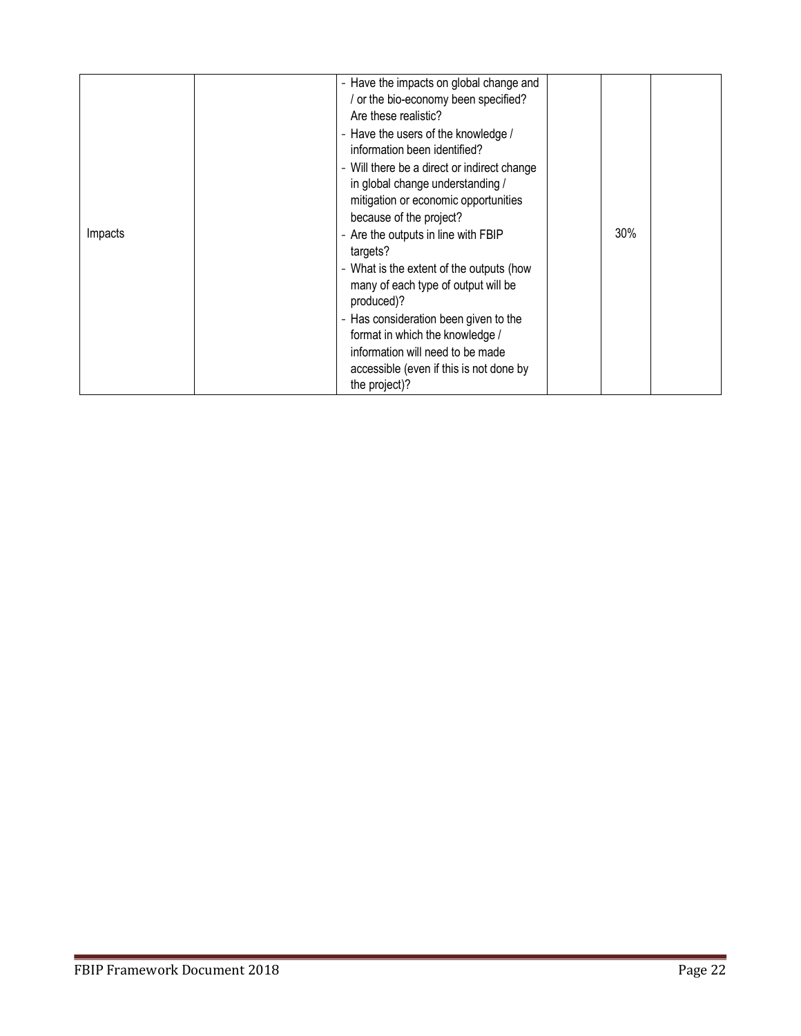| | | | | | |
|---|---|---|---|---|---|
| Impacts | | - Have the impacts on global change and / or the bio-economy been specified? Are these realistic?<br>- Have the users of the knowledge / information been identified?<br>- Will there be a direct or indirect change in global change understanding / mitigation or economic opportunities because of the project?<br>- Are the outputs in line with FBIP targets?<br>- What is the extent of the outputs (how many of each type of output will be produced)?<br>- Has consideration been given to the format in which the knowledge / information will need to be made accessible (even if this is not done by the project)? | | 30% | |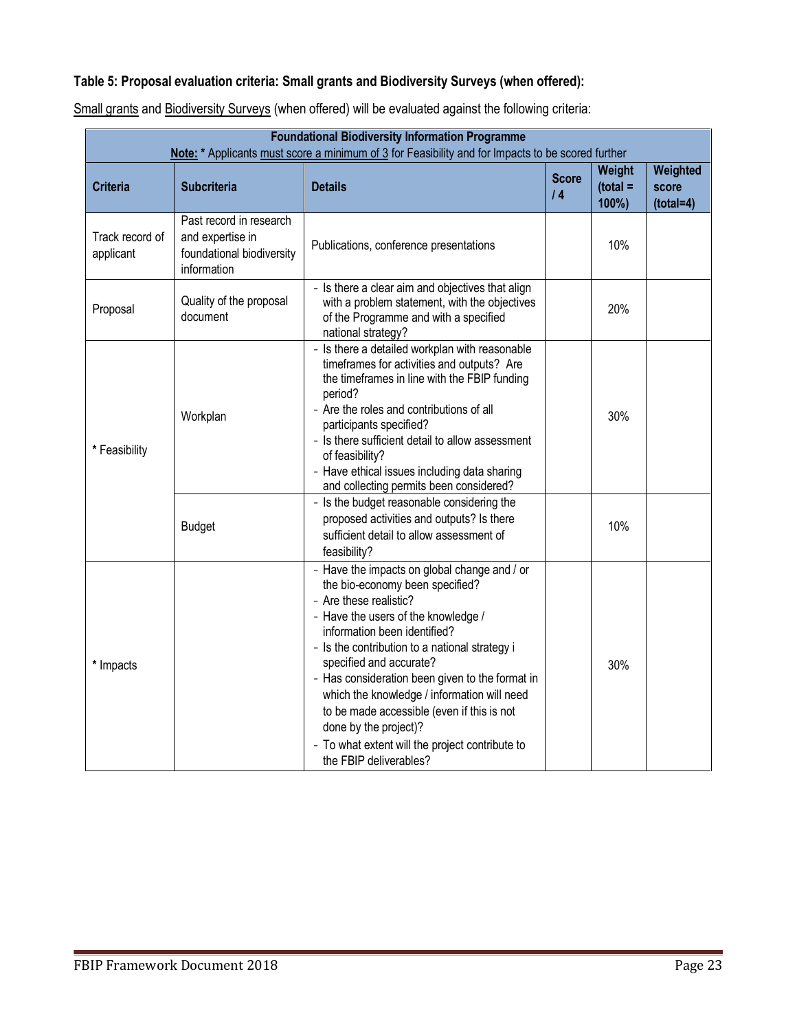**Table 5: Proposal evaluation criteria: Small grants and Biodiversity Surveys (when offered):**

Small grants and Biodiversity Surveys (when offered) will be evaluated against the following criteria:

| **Foundational Biodiversity Information Programme**<br>**Note:** * Applicants must score a minimum of 3 for Feasibility and for Impacts to be scored further | | | | | |
|---|---|---|---|---|---|
| **Criteria** | **Subcriteria** | **Details** | **Score / 4** | **Weight (total = 100%)** | **Weighted score (total=4)** |
| Track record of applicant | Past record in research and expertise in foundational biodiversity information | Publications, conference presentations | | 10% | |
| Proposal | Quality of the proposal document | - Is there a clear aim and objectives that align with a problem statement, with the objectives of the Programme and with a specified national strategy? | | 20% | |
| * Feasibility | Workplan | - Is there a detailed workplan with reasonable timeframes for activities and outputs? Are the timeframes in line with the FBIP funding period?<br>- Are the roles and contributions of all participants specified?<br>- Is there sufficient detail to allow assessment of feasibility?<br>- Have ethical issues including data sharing and collecting permits been considered? | | 30% | |
| | Budget | - Is the budget reasonable considering the proposed activities and outputs? Is there sufficient detail to allow assessment of feasibility? | | 10% | |
| * Impacts | | - Have the impacts on global change and / or the bio-economy been specified?<br>- Are these realistic?<br>- Have the users of the knowledge / information been identified?<br>- Is the contribution to a national strategy i specified and accurate?<br>- Has consideration been given to the format in which the knowledge / information will need to be made accessible (even if this is not done by the project)?<br>- To what extent will the project contribute to the FBIP deliverables? | | 30% | |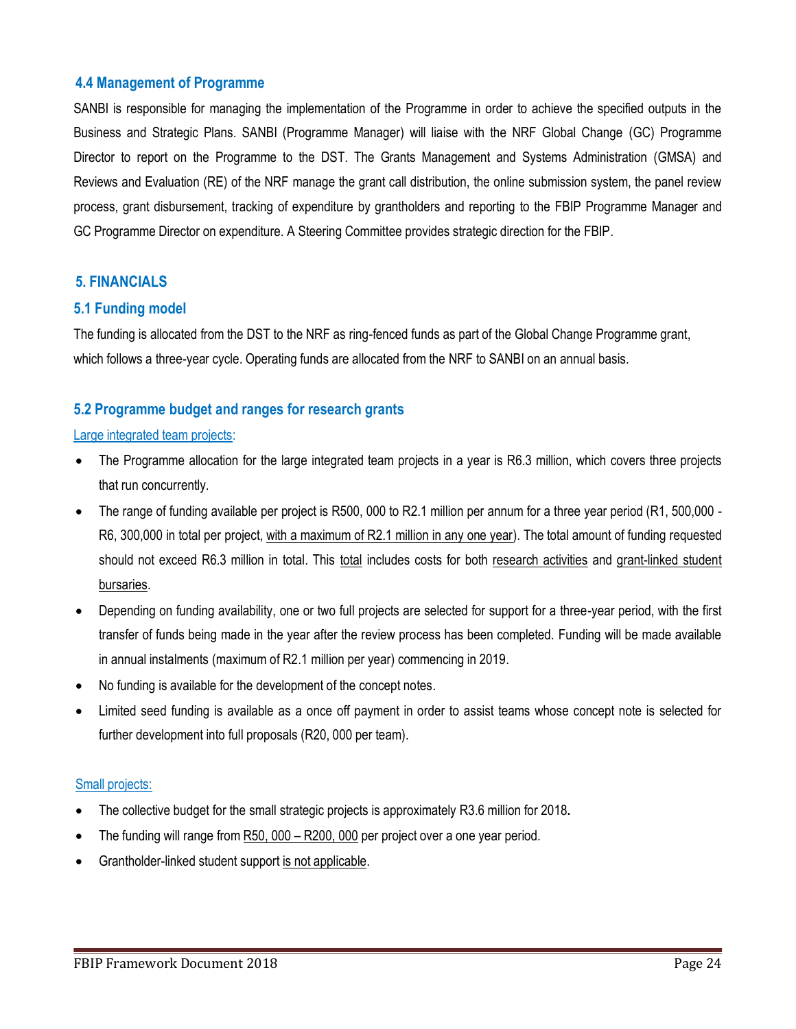### 4.4 Management of Programme

SANBI is responsible for managing the implementation of the Programme in order to achieve the specified outputs in the Business and Strategic Plans. SANBI (Programme Manager) will liaise with the NRF Global Change (GC) Programme Director to report on the Programme to the DST. The Grants Management and Systems Administration (GMSA) and Reviews and Evaluation (RE) of the NRF manage the grant call distribution, the online submission system, the panel review process, grant disbursement, tracking of expenditure by grantholders and reporting to the FBIP Programme Manager and GC Programme Director on expenditure. A Steering Committee provides strategic direction for the FBIP.

## 5. FINANCIALS

### 5.1 Funding model

The funding is allocated from the DST to the NRF as ring-fenced funds as part of the Global Change Programme grant, which follows a three-year cycle. Operating funds are allocated from the NRF to SANBI on an annual basis.

### 5.2 Programme budget and ranges for research grants

Large integrated team projects:

- The Programme allocation for the large integrated team projects in a year is R6.3 million, which covers three projects that run concurrently.
- The range of funding available per project is R500, 000 to R2.1 million per annum for a three year period (R1, 500,000 - R6, 300,000 in total per project, with a maximum of R2.1 million in any one year). The total amount of funding requested should not exceed R6.3 million in total. This total includes costs for both research activities and grant-linked student bursaries.
- Depending on funding availability, one or two full projects are selected for support for a three-year period, with the first transfer of funds being made in the year after the review process has been completed. Funding will be made available in annual instalments (maximum of R2.1 million per year) commencing in 2019.
- No funding is available for the development of the concept notes.
- Limited seed funding is available as a once off payment in order to assist teams whose concept note is selected for further development into full proposals (R20, 000 per team).

Small projects:

- The collective budget for the small strategic projects is approximately R3.6 million for 2018.
- The funding will range from R50, 000 – R200, 000 per project over a one year period.
- Grantholder-linked student support is not applicable.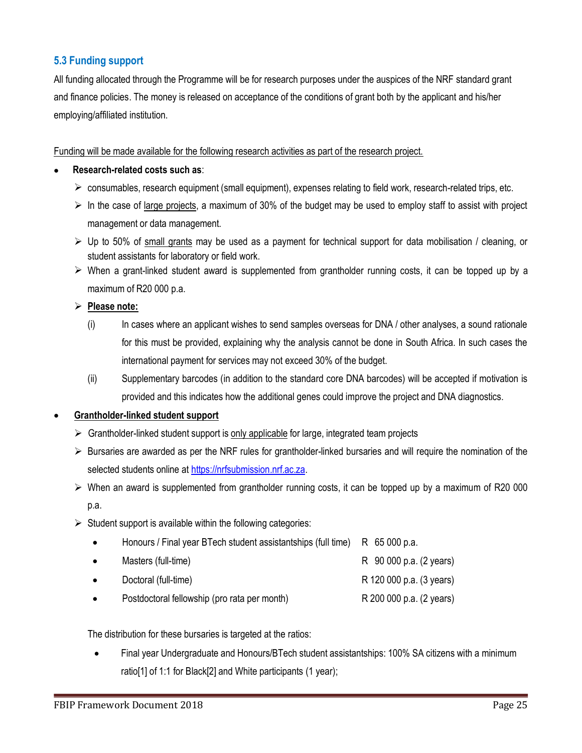### 5.3 Funding support

All funding allocated through the Programme will be for research purposes under the auspices of the NRF standard grant and finance policies. The money is released on acceptance of the conditions of grant both by the applicant and his/her employing/affiliated institution.

Funding will be made available for the following research activities as part of the research project.

- **Research-related costs such as**:
  - consumables, research equipment (small equipment), expenses relating to field work, research-related trips, etc.
  - In the case of large projects, a maximum of 30% of the budget may be used to employ staff to assist with project management or data management.
  - Up to 50% of small grants may be used as a payment for technical support for data mobilisation / cleaning, or student assistants for laboratory or field work.
  - When a grant-linked student award is supplemented from grantholder running costs, it can be topped up by a maximum of R20 000 p.a.
  - **Please note:**
    - (i) In cases where an applicant wishes to send samples overseas for DNA / other analyses, a sound rationale for this must be provided, explaining why the analysis cannot be done in South Africa. In such cases the international payment for services may not exceed 30% of the budget.
    - (ii) Supplementary barcodes (in addition to the standard core DNA barcodes) will be accepted if motivation is provided and this indicates how the additional genes could improve the project and DNA diagnostics.

- **Grantholder-linked student support**
  - Grantholder-linked student support is only applicable for large, integrated team projects
  - Bursaries are awarded as per the NRF rules for grantholder-linked bursaries and will require the nomination of the selected students online at https://nrfsubmission.nrf.ac.za.
  - When an award is supplemented from grantholder running costs, it can be topped up by a maximum of R20 000 p.a.
  - Student support is available within the following categories:
    - Honours / Final year BTech student assistantships (full time) — R 65 000 p.a.
    - Masters (full-time) — R 90 000 p.a. (2 years)
    - Doctoral (full-time) — R 120 000 p.a. (3 years)
    - Postdoctoral fellowship (pro rata per month) — R 200 000 p.a. (2 years)

  The distribution for these bursaries is targeted at the ratios:

  - Final year Undergraduate and Honours/BTech student assistantships: 100% SA citizens with a minimum ratio[1] of 1:1 for Black[2] and White participants (1 year);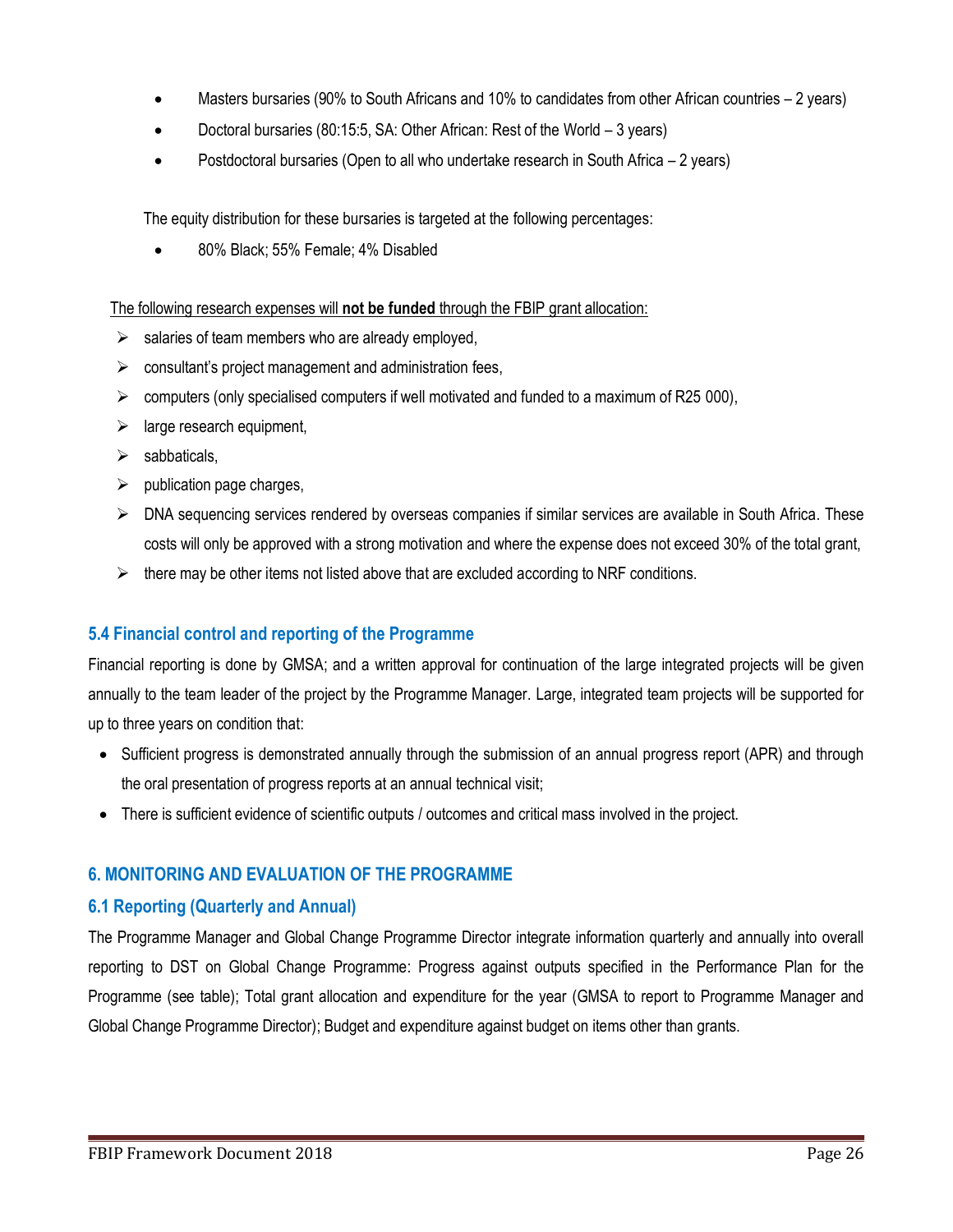- Masters bursaries (90% to South Africans and 10% to candidates from other African countries – 2 years)
- Doctoral bursaries (80:15:5, SA: Other African: Rest of the World – 3 years)
- Postdoctoral bursaries (Open to all who undertake research in South Africa – 2 years)

The equity distribution for these bursaries is targeted at the following percentages:

- 80% Black; 55% Female; 4% Disabled

The following research expenses will **not be funded** through the FBIP grant allocation:

- salaries of team members who are already employed,
- consultant's project management and administration fees,
- computers (only specialised computers if well motivated and funded to a maximum of R25 000),
- large research equipment,
- sabbaticals,
- publication page charges,
- DNA sequencing services rendered by overseas companies if similar services are available in South Africa. These costs will only be approved with a strong motivation and where the expense does not exceed 30% of the total grant,
- there may be other items not listed above that are excluded according to NRF conditions.

### 5.4 Financial control and reporting of the Programme

Financial reporting is done by GMSA; and a written approval for continuation of the large integrated projects will be given annually to the team leader of the project by the Programme Manager. Large, integrated team projects will be supported for up to three years on condition that:

- Sufficient progress is demonstrated annually through the submission of an annual progress report (APR) and through the oral presentation of progress reports at an annual technical visit;
- There is sufficient evidence of scientific outputs / outcomes and critical mass involved in the project.

## 6. MONITORING AND EVALUATION OF THE PROGRAMME

### 6.1 Reporting (Quarterly and Annual)

The Programme Manager and Global Change Programme Director integrate information quarterly and annually into overall reporting to DST on Global Change Programme: Progress against outputs specified in the Performance Plan for the Programme (see table); Total grant allocation and expenditure for the year (GMSA to report to Programme Manager and Global Change Programme Director); Budget and expenditure against budget on items other than grants.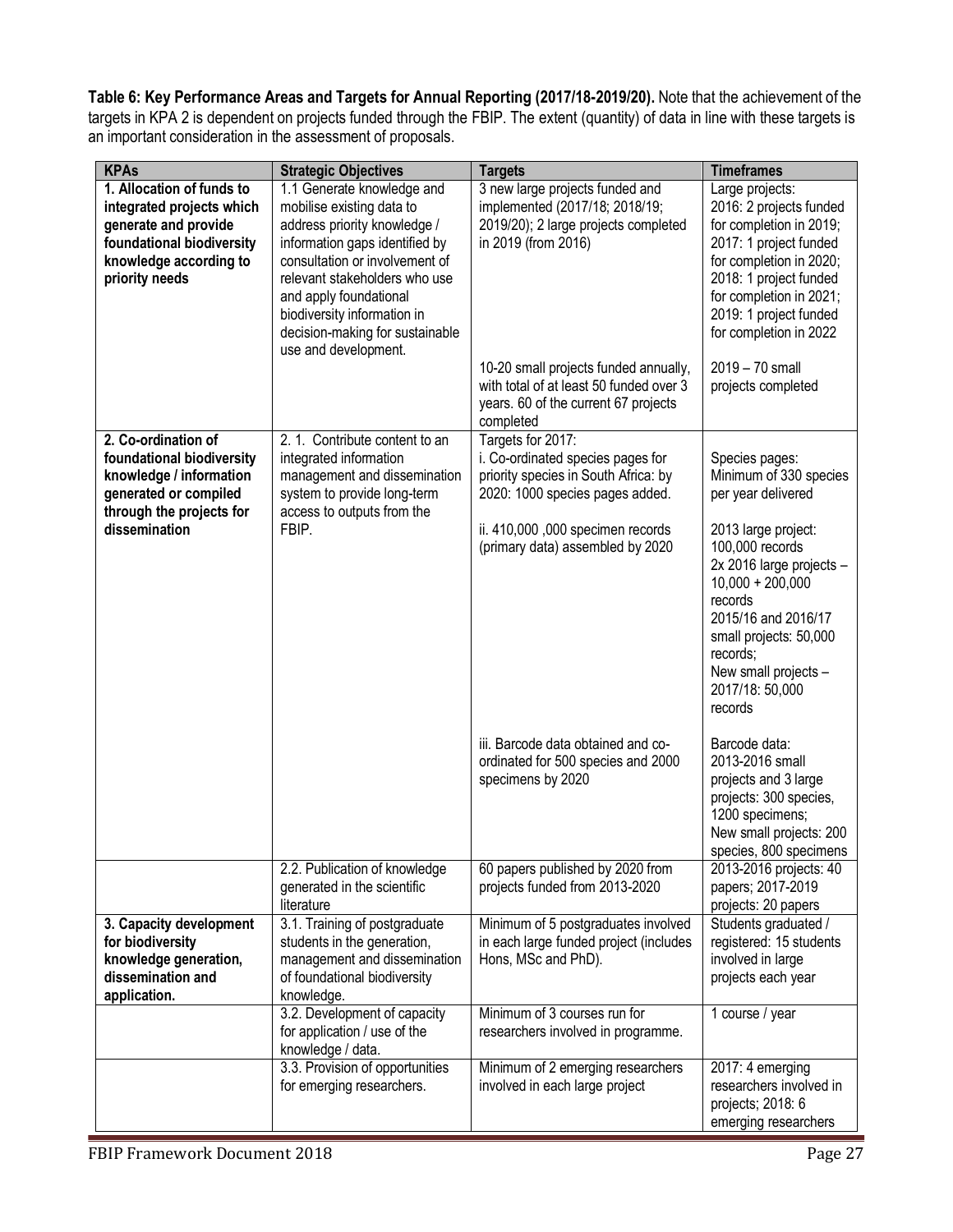**Table 6: Key Performance Areas and Targets for Annual Reporting (2017/18-2019/20).** Note that the achievement of the targets in KPA 2 is dependent on projects funded through the FBIP. The extent (quantity) of data in line with these targets is an important consideration in the assessment of proposals.

| KPAs | Strategic Objectives | Targets | Timeframes |
|---|---|---|---|
| **1. Allocation of funds to integrated projects which generate and provide foundational biodiversity knowledge according to priority needs** | 1.1 Generate knowledge and mobilise existing data to address priority knowledge / information gaps identified by consultation or involvement of relevant stakeholders who use and apply foundational biodiversity information in decision-making for sustainable use and development. | 3 new large projects funded and implemented (2017/18; 2018/19; 2019/20); 2 large projects completed in 2019 (from 2016) | Large projects: 2016: 2 projects funded for completion in 2019; 2017: 1 project funded for completion in 2020; 2018: 1 project funded for completion in 2021; 2019: 1 project funded for completion in 2022 |
| | | 10-20 small projects funded annually, with total of at least 50 funded over 3 years. 60 of the current 67 projects completed | 2019 – 70 small projects completed |
| **2. Co-ordination of foundational biodiversity knowledge / information generated or compiled through the projects for dissemination** | 2. 1. Contribute content to an integrated information management and dissemination system to provide long-term access to outputs from the FBIP. | Targets for 2017: i. Co-ordinated species pages for priority species in South Africa: by 2020: 1000 species pages added. | Species pages: Minimum of 330 species per year delivered |
| | | ii. 410,000 ,000 specimen records (primary data) assembled by 2020 | 2013 large project: 100,000 records 2x 2016 large projects – 10,000 + 200,000 records 2015/16 and 2016/17 small projects: 50,000 records; New small projects – 2017/18: 50,000 records |
| | | iii. Barcode data obtained and co-ordinated for 500 species and 2000 specimens by 2020 | Barcode data: 2013-2016 small projects and 3 large projects: 300 species, 1200 specimens; New small projects: 200 species, 800 specimens |
| | 2.2. Publication of knowledge generated in the scientific literature | 60 papers published by 2020 from projects funded from 2013-2020 | 2013-2016 projects: 40 papers; 2017-2019 projects: 20 papers |
| **3. Capacity development for biodiversity knowledge generation, dissemination and application.** | 3.1. Training of postgraduate students in the generation, management and dissemination of foundational biodiversity knowledge. | Minimum of 5 postgraduates involved in each large funded project (includes Hons, MSc and PhD). | Students graduated / registered: 15 students involved in large projects each year |
| | 3.2. Development of capacity for application / use of the knowledge / data. | Minimum of 3 courses run for researchers involved in programme. | 1 course / year |
| | 3.3. Provision of opportunities for emerging researchers. | Minimum of 2 emerging researchers involved in each large project | 2017: 4 emerging researchers involved in projects; 2018: 6 emerging researchers |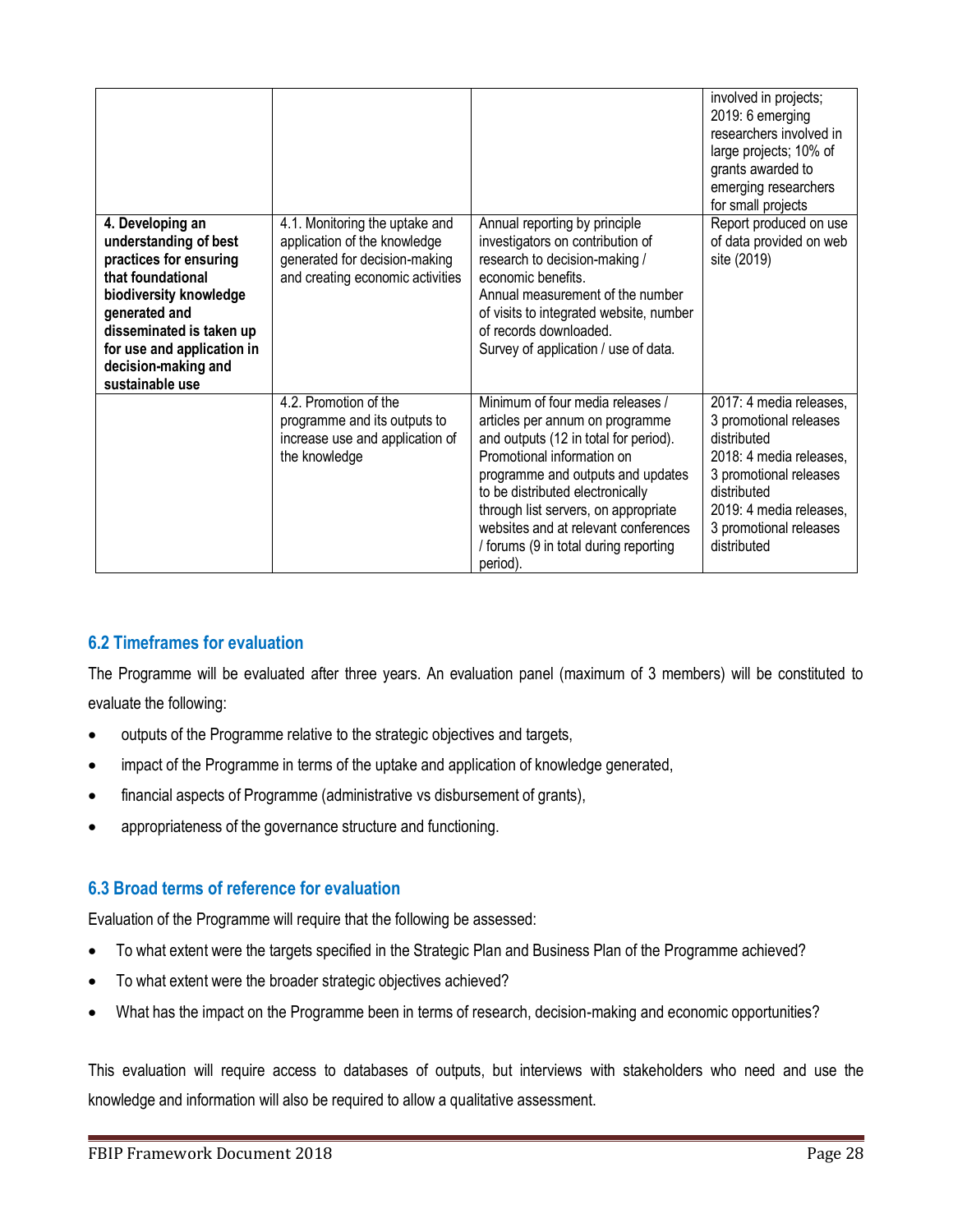| | | | |
|---|---|---|---|
| | | | involved in projects; 2019: 6 emerging researchers involved in large projects; 10% of grants awarded to emerging researchers for small projects |
| **4. Developing an understanding of best practices for ensuring that foundational biodiversity knowledge generated and disseminated is taken up for use and application in decision-making and sustainable use** | 4.1. Monitoring the uptake and application of the knowledge generated for decision-making and creating economic activities | Annual reporting by principle investigators on contribution of research to decision-making / economic benefits.<br>Annual measurement of the number of visits to integrated website, number of records downloaded.<br>Survey of application / use of data. | Report produced on use of data provided on web site (2019) |
| | 4.2. Promotion of the programme and its outputs to increase use and application of the knowledge | Minimum of four media releases / articles per annum on programme and outputs (12 in total for period). Promotional information on programme and outputs and updates to be distributed electronically through list servers, on appropriate websites and at relevant conferences / forums (9 in total during reporting period). | 2017: 4 media releases, 3 promotional releases distributed<br>2018: 4 media releases, 3 promotional releases distributed<br>2019: 4 media releases, 3 promotional releases distributed |

## 6.2 Timeframes for evaluation

The Programme will be evaluated after three years. An evaluation panel (maximum of 3 members) will be constituted to evaluate the following:

- outputs of the Programme relative to the strategic objectives and targets,
- impact of the Programme in terms of the uptake and application of knowledge generated,
- financial aspects of Programme (administrative vs disbursement of grants),
- appropriateness of the governance structure and functioning.

## 6.3 Broad terms of reference for evaluation

Evaluation of the Programme will require that the following be assessed:

- To what extent were the targets specified in the Strategic Plan and Business Plan of the Programme achieved?
- To what extent were the broader strategic objectives achieved?
- What has the impact on the Programme been in terms of research, decision-making and economic opportunities?

This evaluation will require access to databases of outputs, but interviews with stakeholders who need and use the knowledge and information will also be required to allow a qualitative assessment.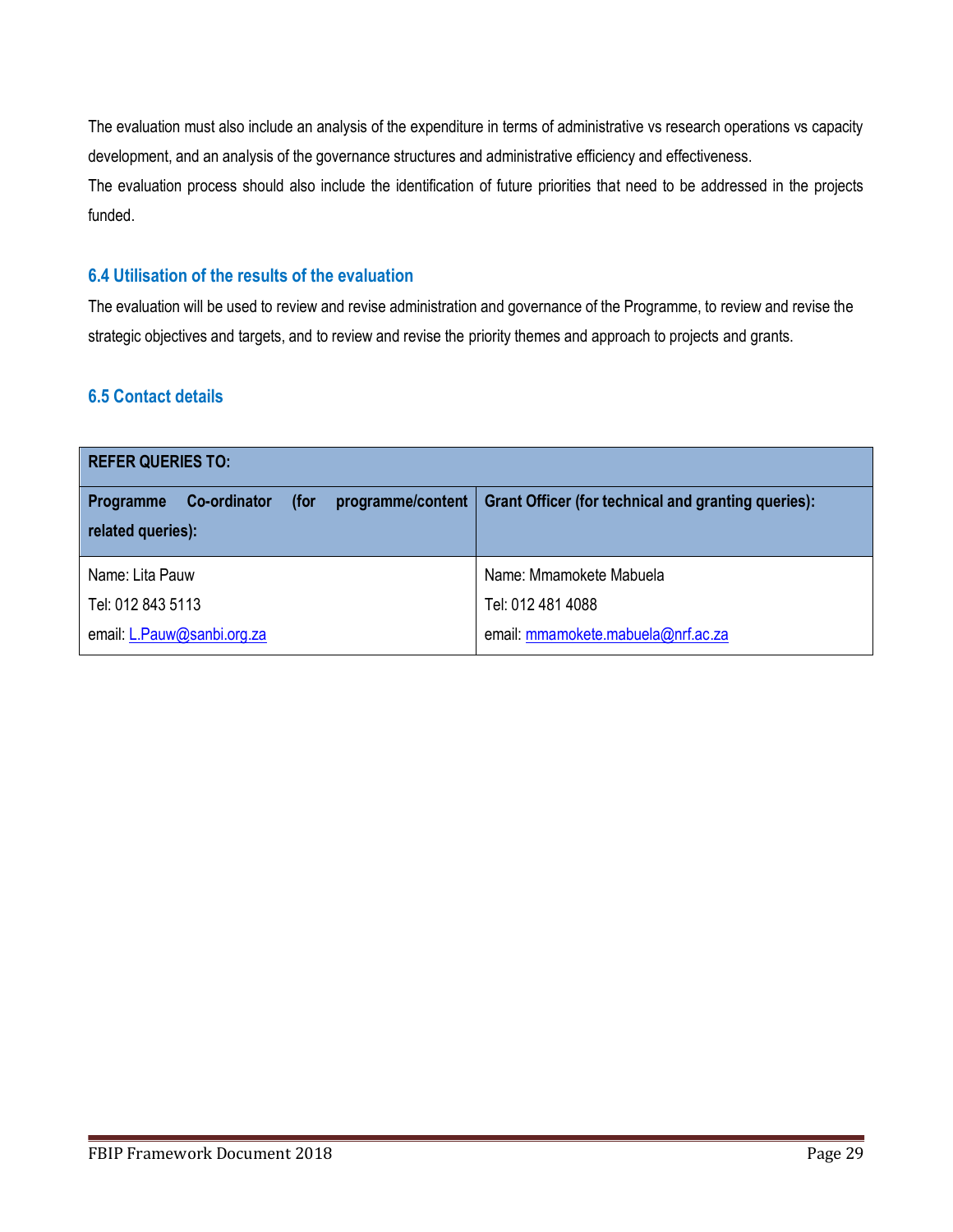The evaluation must also include an analysis of the expenditure in terms of administrative vs research operations vs capacity development, and an analysis of the governance structures and administrative efficiency and effectiveness.

The evaluation process should also include the identification of future priorities that need to be addressed in the projects funded.

### 6.4 Utilisation of the results of the evaluation

The evaluation will be used to review and revise administration and governance of the Programme, to review and revise the strategic objectives and targets, and to review and revise the priority themes and approach to projects and grants.

### 6.5 Contact details

| **REFER QUERIES TO:** | |
|---|---|
| **Programme Co-ordinator (for programme/content related queries):** | **Grant Officer (for technical and granting queries):** |
| Name: Lita Pauw<br>Tel: 012 843 5113<br>email: L.Pauw@sanbi.org.za | Name: Mmamokete Mabuela<br>Tel: 012 481 4088<br>email: mmamokete.mabuela@nrf.ac.za |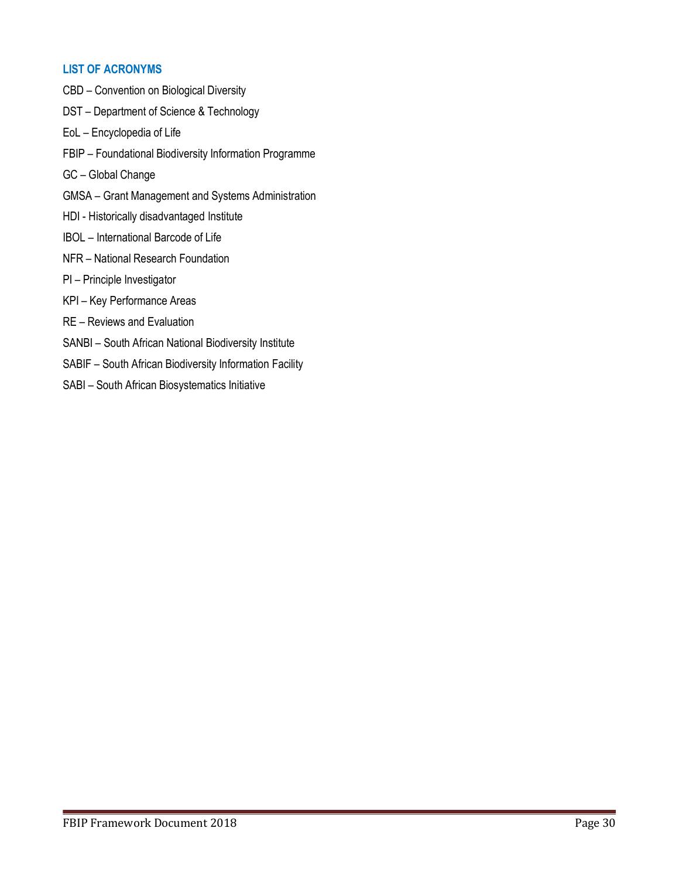### LIST OF ACRONYMS

CBD – Convention on Biological Diversity

DST – Department of Science & Technology

EoL – Encyclopedia of Life

FBIP – Foundational Biodiversity Information Programme

GC – Global Change

GMSA – Grant Management and Systems Administration

HDI - Historically disadvantaged Institute

IBOL – International Barcode of Life

NFR – National Research Foundation

PI – Principle Investigator

KPI – Key Performance Areas

RE – Reviews and Evaluation

SANBI – South African National Biodiversity Institute

SABIF – South African Biodiversity Information Facility

SABI – South African Biosystematics Initiative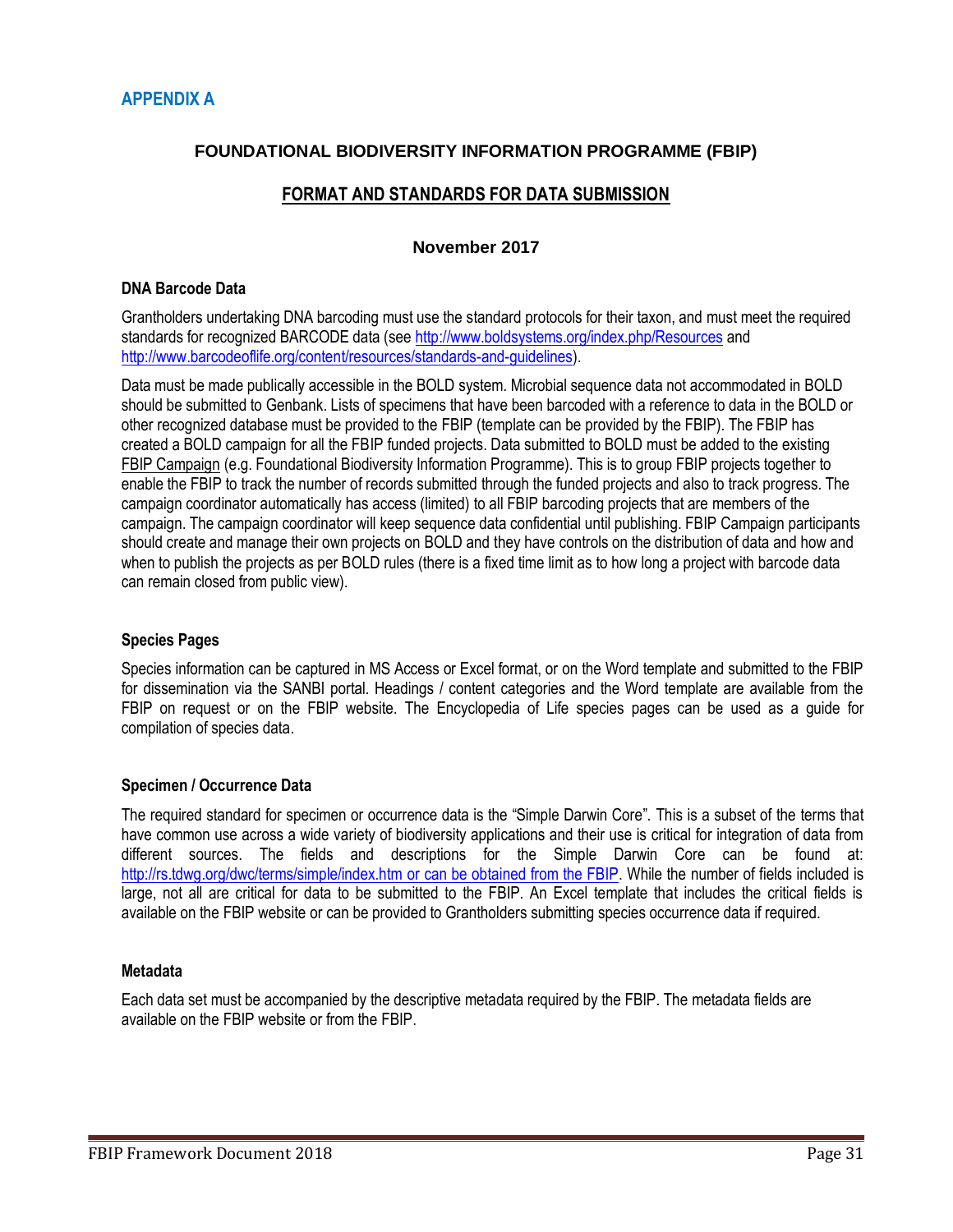## APPENDIX A

### FOUNDATIONAL BIODIVERSITY INFORMATION PROGRAMME (FBIP)

### FORMAT AND STANDARDS FOR DATA SUBMISSION

**November 2017**

**DNA Barcode Data**

Grantholders undertaking DNA barcoding must use the standard protocols for their taxon, and must meet the required standards for recognized BARCODE data (see http://www.boldsystems.org/index.php/Resources and http://www.barcodeoflife.org/content/resources/standards-and-guidelines).

Data must be made publically accessible in the BOLD system. Microbial sequence data not accommodated in BOLD should be submitted to Genbank. Lists of specimens that have been barcoded with a reference to data in the BOLD or other recognized database must be provided to the FBIP (template can be provided by the FBIP). The FBIP has created a BOLD campaign for all the FBIP funded projects. Data submitted to BOLD must be added to the existing FBIP Campaign (e.g. Foundational Biodiversity Information Programme). This is to group FBIP projects together to enable the FBIP to track the number of records submitted through the funded projects and also to track progress. The campaign coordinator automatically has access (limited) to all FBIP barcoding projects that are members of the campaign. The campaign coordinator will keep sequence data confidential until publishing. FBIP Campaign participants should create and manage their own projects on BOLD and they have controls on the distribution of data and how and when to publish the projects as per BOLD rules (there is a fixed time limit as to how long a project with barcode data can remain closed from public view).

**Species Pages**

Species information can be captured in MS Access or Excel format, or on the Word template and submitted to the FBIP for dissemination via the SANBI portal. Headings / content categories and the Word template are available from the FBIP on request or on the FBIP website. The Encyclopedia of Life species pages can be used as a guide for compilation of species data.

**Specimen / Occurrence Data**

The required standard for specimen or occurrence data is the "Simple Darwin Core". This is a subset of the terms that have common use across a wide variety of biodiversity applications and their use is critical for integration of data from different sources. The fields and descriptions for the Simple Darwin Core can be found at: http://rs.tdwg.org/dwc/terms/simple/index.htm or can be obtained from the FBIP. While the number of fields included is large, not all are critical for data to be submitted to the FBIP. An Excel template that includes the critical fields is available on the FBIP website or can be provided to Grantholders submitting species occurrence data if required.

**Metadata**

Each data set must be accompanied by the descriptive metadata required by the FBIP. The metadata fields are available on the FBIP website or from the FBIP.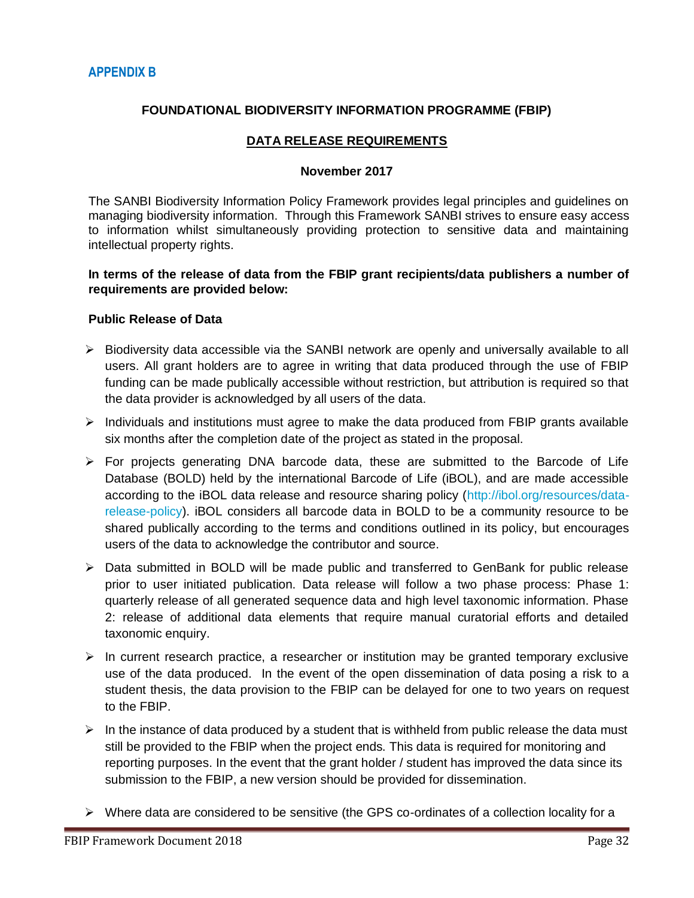## APPENDIX B

**FOUNDATIONAL BIODIVERSITY INFORMATION PROGRAMME (FBIP)**

**DATA RELEASE REQUIREMENTS**

**November 2017**

The SANBI Biodiversity Information Policy Framework provides legal principles and guidelines on managing biodiversity information. Through this Framework SANBI strives to ensure easy access to information whilst simultaneously providing protection to sensitive data and maintaining intellectual property rights.

**In terms of the release of data from the FBIP grant recipients/data publishers a number of requirements are provided below:**

**Public Release of Data**

- Biodiversity data accessible via the SANBI network are openly and universally available to all users. All grant holders are to agree in writing that data produced through the use of FBIP funding can be made publically accessible without restriction, but attribution is required so that the data provider is acknowledged by all users of the data.
- Individuals and institutions must agree to make the data produced from FBIP grants available six months after the completion date of the project as stated in the proposal.
- For projects generating DNA barcode data, these are submitted to the Barcode of Life Database (BOLD) held by the international Barcode of Life (iBOL), and are made accessible according to the iBOL data release and resource sharing policy (http://ibol.org/resources/data-release-policy). iBOL considers all barcode data in BOLD to be a community resource to be shared publically according to the terms and conditions outlined in its policy, but encourages users of the data to acknowledge the contributor and source.
- Data submitted in BOLD will be made public and transferred to GenBank for public release prior to user initiated publication. Data release will follow a two phase process: Phase 1: quarterly release of all generated sequence data and high level taxonomic information. Phase 2: release of additional data elements that require manual curatorial efforts and detailed taxonomic enquiry.
- In current research practice, a researcher or institution may be granted temporary exclusive use of the data produced. In the event of the open dissemination of data posing a risk to a student thesis, the data provision to the FBIP can be delayed for one to two years on request to the FBIP.
- In the instance of data produced by a student that is withheld from public release the data must still be provided to the FBIP when the project ends. This data is required for monitoring and reporting purposes. In the event that the grant holder / student has improved the data since its submission to the FBIP, a new version should be provided for dissemination.
- Where data are considered to be sensitive (the GPS co-ordinates of a collection locality for a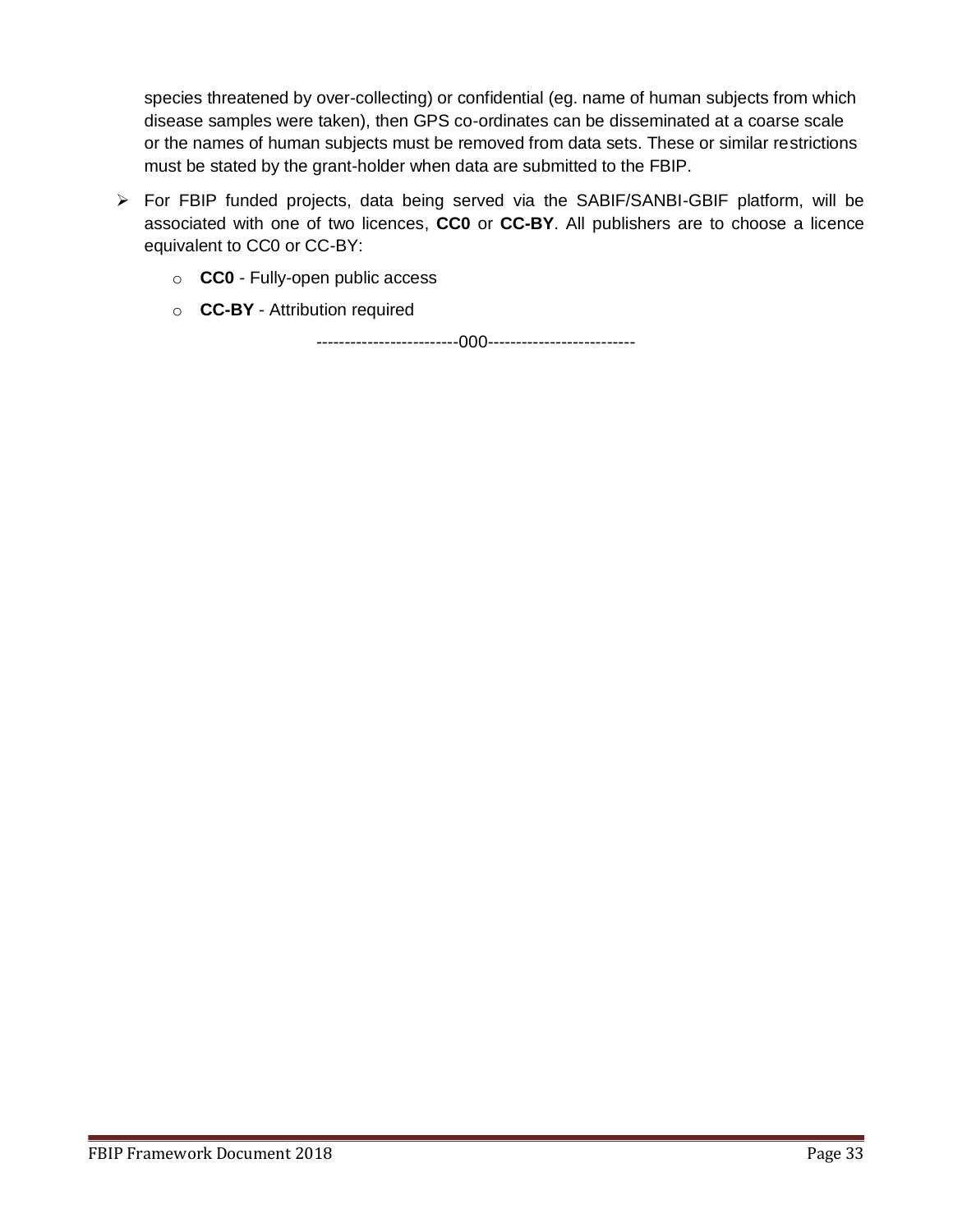species threatened by over-collecting) or confidential (eg. name of human subjects from which disease samples were taken), then GPS co-ordinates can be disseminated at a coarse scale or the names of human subjects must be removed from data sets. These or similar restrictions must be stated by the grant-holder when data are submitted to the FBIP.

- For FBIP funded projects, data being served via the SABIF/SANBI-GBIF platform, will be associated with one of two licences, **CC0** or **CC-BY**. All publishers are to choose a licence equivalent to CC0 or CC-BY:
  - **CC0** - Fully-open public access
  - **CC-BY** - Attribution required

------------------------000-------------------------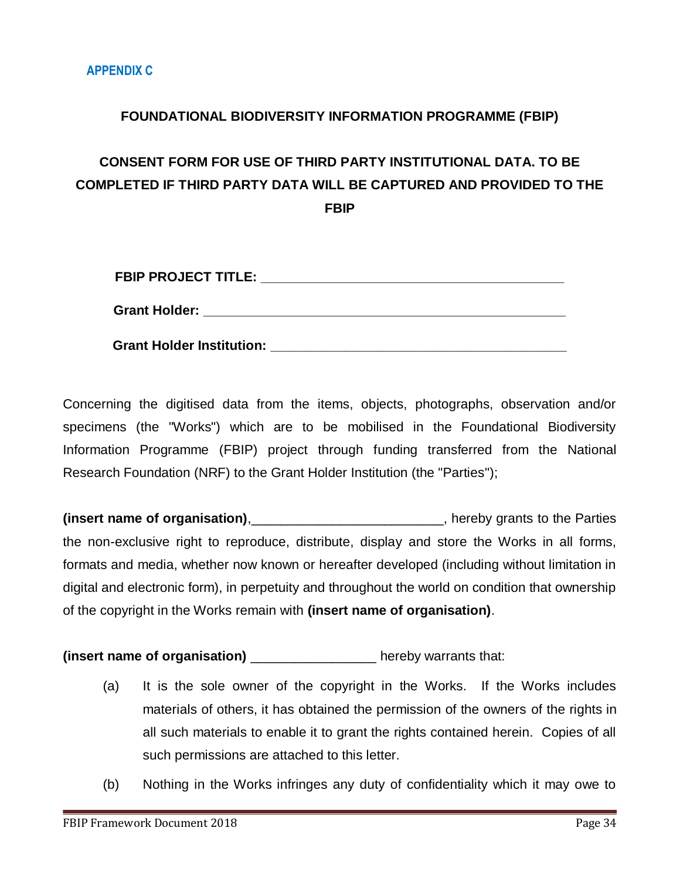**APPENDIX C**

**FOUNDATIONAL BIODIVERSITY INFORMATION PROGRAMME (FBIP)**

**CONSENT FORM FOR USE OF THIRD PARTY INSTITUTIONAL DATA. TO BE COMPLETED IF THIRD PARTY DATA WILL BE CAPTURED AND PROVIDED TO THE FBIP**

**FBIP PROJECT TITLE:** ________________________________________

**Grant Holder:** ________________________________________________

**Grant Holder Institution:** ______________________________________

Concerning the digitised data from the items, objects, photographs, observation and/or specimens (the "Works") which are to be mobilised in the Foundational Biodiversity Information Programme (FBIP) project through funding transferred from the National Research Foundation (NRF) to the Grant Holder Institution (the "Parties");

**(insert name of organisation)**,_________________________, hereby grants to the Parties the non-exclusive right to reproduce, distribute, display and store the Works in all forms, formats and media, whether now known or hereafter developed (including without limitation in digital and electronic form), in perpetuity and throughout the world on condition that ownership of the copyright in the Works remain with **(insert name of organisation)**.

**(insert name of organisation)** ________________ hereby warrants that:

(a) It is the sole owner of the copyright in the Works. If the Works includes materials of others, it has obtained the permission of the owners of the rights in all such materials to enable it to grant the rights contained herein. Copies of all such permissions are attached to this letter.

(b) Nothing in the Works infringes any duty of confidentiality which it may owe to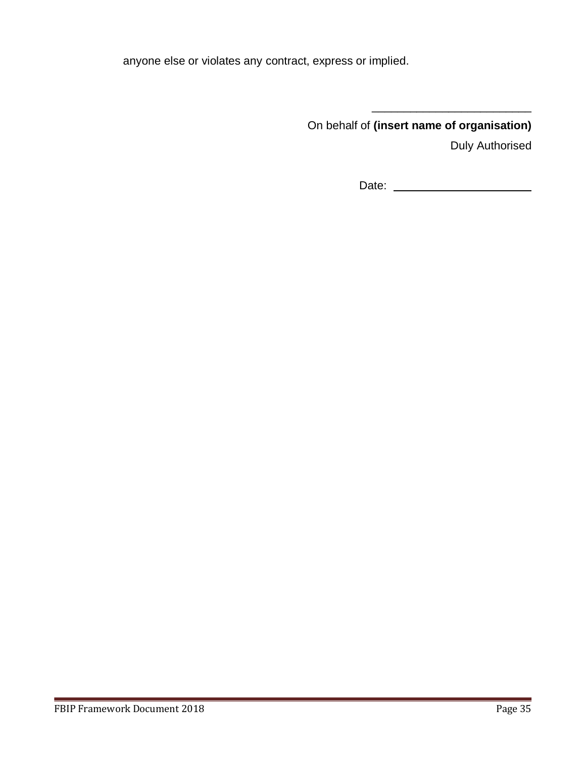anyone else or violates any contract, express or implied.

\_\_\_\_\_\_\_\_\_\_\_\_\_\_\_\_\_\_\_\_\_\_\_\_\_

On behalf of **(insert name of organisation)**

Duly Authorised

Date: \_\_\_\_\_\_\_\_\_\_\_\_\_\_\_\_\_\_\_\_\_\_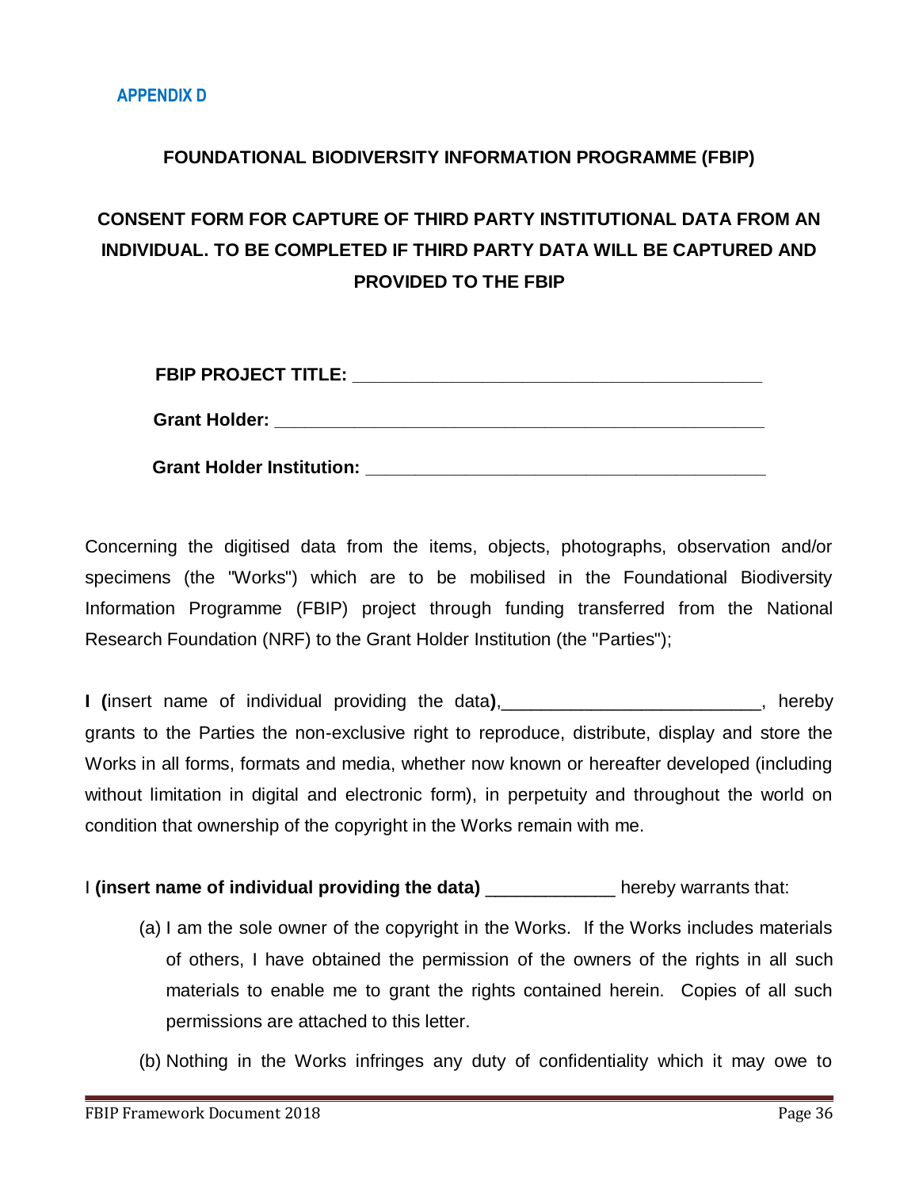**APPENDIX D**

**FOUNDATIONAL BIODIVERSITY INFORMATION PROGRAMME (FBIP)**

**CONSENT FORM FOR CAPTURE OF THIRD PARTY INSTITUTIONAL DATA FROM AN INDIVIDUAL. TO BE COMPLETED IF THIRD PARTY DATA WILL BE CAPTURED AND PROVIDED TO THE FBIP**

**FBIP PROJECT TITLE:** ________________________________________

**Grant Holder:** ________________________________________________

**Grant Holder Institution:** ______________________________________

Concerning the digitised data from the items, objects, photographs, observation and/or specimens (the "Works") which are to be mobilised in the Foundational Biodiversity Information Programme (FBIP) project through funding transferred from the National Research Foundation (NRF) to the Grant Holder Institution (the "Parties");

**I (**insert name of individual providing the data**)**,_________________________, hereby grants to the Parties the non-exclusive right to reproduce, distribute, display and store the Works in all forms, formats and media, whether now known or hereafter developed (including without limitation in digital and electronic form), in perpetuity and throughout the world on condition that ownership of the copyright in the Works remain with me.

I **(insert name of individual providing the data)** _____________ hereby warrants that:

(a) I am the sole owner of the copyright in the Works. If the Works includes materials of others, I have obtained the permission of the owners of the rights in all such materials to enable me to grant the rights contained herein. Copies of all such permissions are attached to this letter.

(b) Nothing in the Works infringes any duty of confidentiality which it may owe to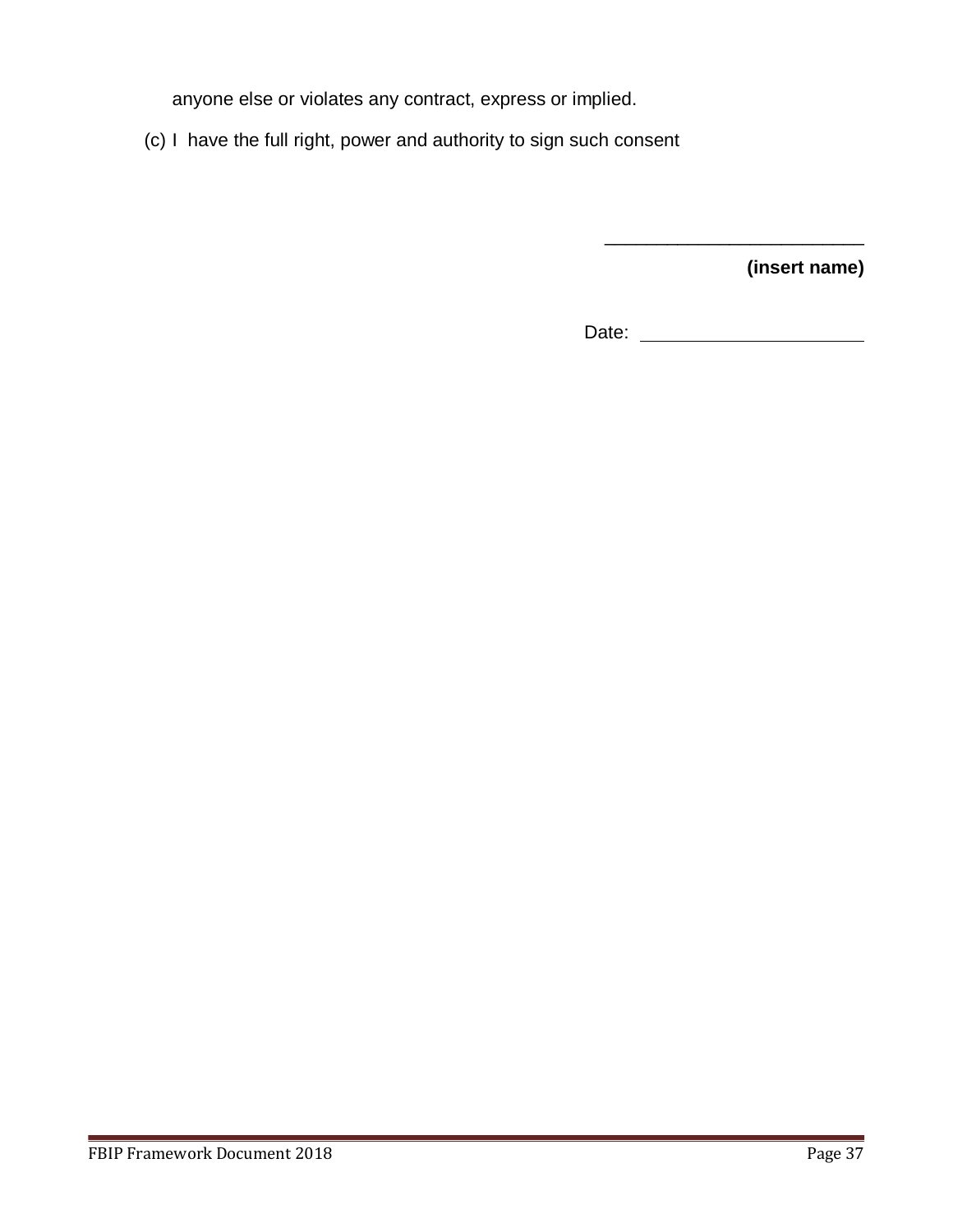anyone else or violates any contract, express or implied.

(c) I have the full right, power and authority to sign such consent

\_\_\_\_\_\_\_\_\_\_\_\_\_\_\_\_\_\_\_\_\_\_\_\_\_\_

**(insert name)**

Date: \_\_\_\_\_\_\_\_\_\_\_\_\_\_\_\_\_\_\_\_\_\_\_\_